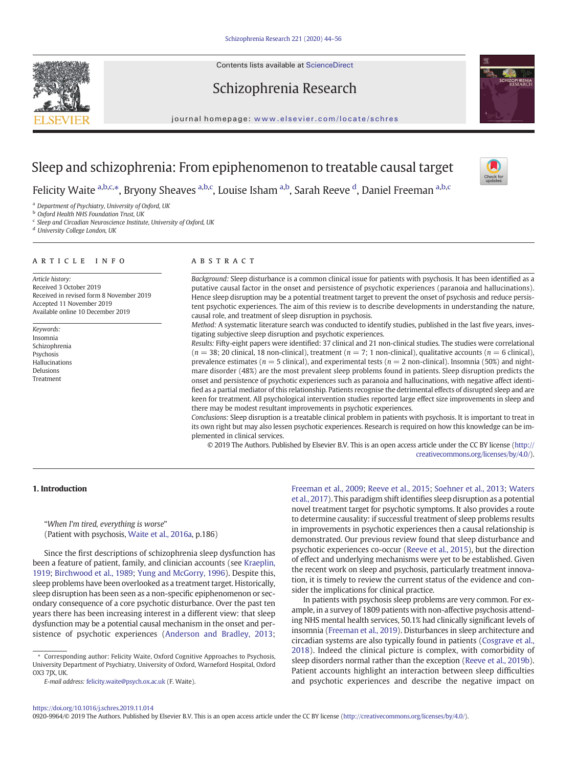# Sleep and schizophrenia: From epiphenomenon to treatable causal target

Felicity Waite [a,b,c,*], Bryony Sheaves [a,b,c], Louise Isham [a,b], Sarah Reeve [d], Daniel Freeman [a,b,c]

[a] Department of Psychiatry, University of Oxford, UK
[b] Oxford Health NHS Foundation Trust, UK
[c] Sleep and Circadian Neuroscience Institute, University of Oxford, UK
[d] University College London, UK

## ARTICLE INFO

*Article history:*
Received 3 October 2019
Received in revised form 8 November 2019
Accepted 11 November 2019
Available online 10 December 2019

*Keywords:*
Insomnia
Schizophrenia
Psychosis
Hallucinations
Delusions
Treatment

## ABSTRACT

*Background:* Sleep disturbance is a common clinical issue for patients with psychosis. It has been identified as a putative causal factor in the onset and persistence of psychotic experiences (paranoia and hallucinations). Hence sleep disruption may be a potential treatment target to prevent the onset of psychosis and reduce persistent psychotic experiences. The aim of this review is to describe developments in understanding the nature, causal role, and treatment of sleep disruption in psychosis.

*Method:* A systematic literature search was conducted to identify studies, published in the last five years, investigating subjective sleep disruption and psychotic experiences.

*Results:* Fifty-eight papers were identified: 37 clinical and 21 non-clinical studies. The studies were correlational ($n = 38$; 20 clinical, 18 non-clinical), treatment ($n = 7$; 1 non-clinical), qualitative accounts ($n = 6$ clinical), prevalence estimates ($n = 5$ clinical), and experimental tests ($n = 2$ non-clinical). Insomnia (50%) and nightmare disorder (48%) are the most prevalent sleep problems found in patients. Sleep disruption predicts the onset and persistence of psychotic experiences such as paranoia and hallucinations, with negative affect identified as a partial mediator of this relationship. Patients recognise the detrimental effects of disrupted sleep and are keen for treatment. All psychological intervention studies reported large effect size improvements in sleep and there may be modest resultant improvements in psychotic experiences.

*Conclusions:* Sleep disruption is a treatable clinical problem in patients with psychosis. It is important to treat in its own right but may also lessen psychotic experiences. Research is required on how this knowledge can be implemented in clinical services.

© 2019 The Authors. Published by Elsevier B.V. This is an open access article under the CC BY license (http://creativecommons.org/licenses/by/4.0/).

## 1. Introduction

"*When I'm tired, everything is worse*"
(Patient with psychosis, Waite et al., 2016a, p.186)

Since the first descriptions of schizophrenia sleep dysfunction has been a feature of patient, family, and clinician accounts (see Kraeplin, 1919; Birchwood et al., 1989; Yung and McGorry, 1996). Despite this, sleep problems have been overlooked as a treatment target. Historically, sleep disruption has been seen as a non-specific epiphenomenon or secondary consequence of a core psychotic disturbance. Over the past ten years there has been increasing interest in a different view: that sleep dysfunction may be a potential causal mechanism in the onset and persistence of psychotic experiences (Anderson and Bradley, 2013; Freeman et al., 2009; Reeve et al., 2015; Soehner et al., 2013; Waters et al., 2017). This paradigm shift identifies sleep disruption as a potential novel treatment target for psychotic symptoms. It also provides a route to determine causality: if successful treatment of sleep problems results in improvements in psychotic experiences then a causal relationship is demonstrated. Our previous review found that sleep disturbance and psychotic experiences co-occur (Reeve et al., 2015), but the direction of effect and underlying mechanisms were yet to be established. Given the recent work on sleep and psychosis, particularly treatment innovation, it is timely to review the current status of the evidence and consider the implications for clinical practice.

In patients with psychosis sleep problems are very common. For example, in a survey of 1809 patients with non-affective psychosis attending NHS mental health services, 50.1% had clinically significant levels of insomnia (Freeman et al., 2019). Disturbances in sleep architecture and circadian systems are also typically found in patients (Cosgrave et al., 2018). Indeed the clinical picture is complex, with comorbidity of sleep disorders normal rather than the exception (Reeve et al., 2019b). Patient accounts highlight an interaction between sleep difficulties and psychotic experiences and describe the negative impact on

* Corresponding author: Felicity Waite, Oxford Cognitive Approaches to Psychosis, University Department of Psychiatry, University of Oxford, Warneford Hospital, Oxford OX3 7JX, UK.

*E-mail address:* felicity.waite@psych.ox.ac.uk (F. Waite).

https://doi.org/10.1016/j.schres.2019.11.014
0920-9964/© 2019 The Authors. Published by Elsevier B.V. This is an open access article under the CC BY license (http://creativecommons.org/licenses/by/4.0/).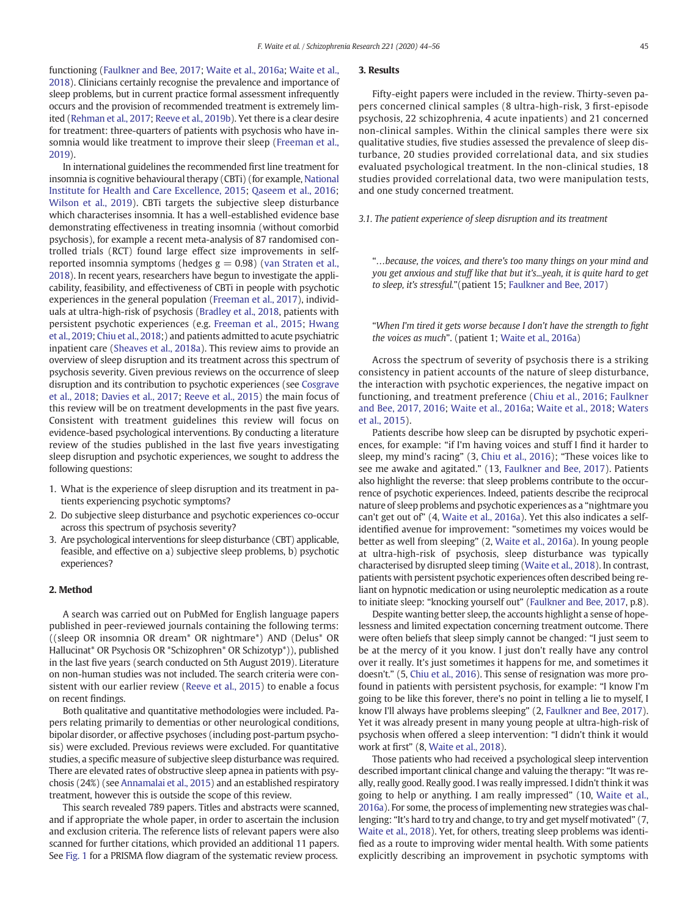functioning (Faulkner and Bee, 2017; Waite et al., 2016a; Waite et al., 2018). Clinicians certainly recognise the prevalence and importance of sleep problems, but in current practice formal assessment infrequently occurs and the provision of recommended treatment is extremely limited (Rehman et al., 2017; Reeve et al., 2019b). Yet there is a clear desire for treatment: three-quarters of patients with psychosis who have insomnia would like treatment to improve their sleep (Freeman et al., 2019).

In international guidelines the recommended first line treatment for insomnia is cognitive behavioural therapy (CBTi) (for example, National Institute for Health and Care Excellence, 2015; Qaseem et al., 2016; Wilson et al., 2019). CBTi targets the subjective sleep disturbance which characterises insomnia. It has a well-established evidence base demonstrating effectiveness in treating insomnia (without comorbid psychosis), for example a recent meta-analysis of 87 randomised controlled trials (RCT) found large effect size improvements in self-reported insomnia symptoms (hedges g = 0.98) (van Straten et al., 2018). In recent years, researchers have begun to investigate the applicability, feasibility, and effectiveness of CBTi in people with psychotic experiences in the general population (Freeman et al., 2017), individuals at ultra-high-risk of psychosis (Bradley et al., 2018, patients with persistent psychotic experiences (e.g. Freeman et al., 2015; Hwang et al., 2019; Chiu et al., 2018;) and patients admitted to acute psychiatric inpatient care (Sheaves et al., 2018a). This review aims to provide an overview of sleep disruption and its treatment across this spectrum of psychosis severity. Given previous reviews on the occurrence of sleep disruption and its contribution to psychotic experiences (see Cosgrave et al., 2018; Davies et al., 2017; Reeve et al., 2015) the main focus of this review will be on treatment developments in the past five years. Consistent with treatment guidelines this review will focus on evidence-based psychological interventions. By conducting a literature review of the studies published in the last five years investigating sleep disruption and psychotic experiences, we sought to address the following questions:

1. What is the experience of sleep disruption and its treatment in patients experiencing psychotic symptoms?
2. Do subjective sleep disturbance and psychotic experiences co-occur across this spectrum of psychosis severity?
3. Are psychological interventions for sleep disturbance (CBT) applicable, feasible, and effective on a) subjective sleep problems, b) psychotic experiences?

## 2. Method

A search was carried out on PubMed for English language papers published in peer-reviewed journals containing the following terms: ((sleep OR insomnia OR dream* OR nightmare*) AND (Delus* OR Hallucinat* OR Psychosis OR *Schizophren* OR Schizotyp*)), published in the last five years (search conducted on 5th August 2019). Literature on non-human studies was not included. The search criteria were consistent with our earlier review (Reeve et al., 2015) to enable a focus on recent findings.

Both qualitative and quantitative methodologies were included. Papers relating primarily to dementias or other neurological conditions, bipolar disorder, or affective psychoses (including post-partum psychosis) were excluded. Previous reviews were excluded. For quantitative studies, a specific measure of subjective sleep disturbance was required. There are elevated rates of obstructive sleep apnea in patients with psychosis (24%) (see Annamalai et al., 2015) and an established respiratory treatment, however this is outside the scope of this review.

This search revealed 789 papers. Titles and abstracts were scanned, and if appropriate the whole paper, in order to ascertain the inclusion and exclusion criteria. The reference lists of relevant papers were also scanned for further citations, which provided an additional 11 papers. See Fig. 1 for a PRISMA flow diagram of the systematic review process.

## 3. Results

Fifty-eight papers were included in the review. Thirty-seven papers concerned clinical samples (8 ultra-high-risk, 3 first-episode psychosis, 22 schizophrenia, 4 acute inpatients) and 21 concerned non-clinical samples. Within the clinical samples there were six qualitative studies, five studies assessed the prevalence of sleep disturbance, 20 studies provided correlational data, and six studies evaluated psychological treatment. In the non-clinical studies, 18 studies provided correlational data, two were manipulation tests, and one study concerned treatment.

### 3.1. The patient experience of sleep disruption and its treatment

"*…because, the voices, and there's too many things on your mind and you get anxious and stuff like that but it's...yeah, it is quite hard to get to sleep, it's stressful.*"(patient 15; Faulkner and Bee, 2017)

"*When I'm tired it gets worse because I don't have the strength to fight the voices as much*". (patient 1; Waite et al., 2016a)

Across the spectrum of severity of psychosis there is a striking consistency in patient accounts of the nature of sleep disturbance, the interaction with psychotic experiences, the negative impact on functioning, and treatment preference (Chiu et al., 2016; Faulkner and Bee, 2017, 2016; Waite et al., 2016a; Waite et al., 2018; Waters et al., 2015).

Patients describe how sleep can be disrupted by psychotic experiences, for example: "if I'm having voices and stuff I find it harder to sleep, my mind's racing" (3, Chiu et al., 2016); "These voices like to see me awake and agitated." (13, Faulkner and Bee, 2017). Patients also highlight the reverse: that sleep problems contribute to the occurrence of psychotic experiences. Indeed, patients describe the reciprocal nature of sleep problems and psychotic experiences as a "nightmare you can't get out of" (4, Waite et al., 2016a). Yet this also indicates a self-identified avenue for improvement: "sometimes my voices would be better as well from sleeping" (2, Waite et al., 2016a). In young people at ultra-high-risk of psychosis, sleep disturbance was typically characterised by disrupted sleep timing (Waite et al., 2018). In contrast, patients with persistent psychotic experiences often described being reliant on hypnotic medication or using neuroleptic medication as a route to initiate sleep: "knocking yourself out" (Faulkner and Bee, 2017, p.8).

Despite wanting better sleep, the accounts highlight a sense of hopelessness and limited expectation concerning treatment outcome. There were often beliefs that sleep simply cannot be changed: "I just seem to be at the mercy of it you know. I just don't really have any control over it really. It's just sometimes it happens for me, and sometimes it doesn't." (5, Chiu et al., 2016). This sense of resignation was more profound in patients with persistent psychosis, for example: "I know I'm going to be like this forever, there's no point in telling a lie to myself, I know I'll always have problems sleeping" (2, Faulkner and Bee, 2017). Yet it was already present in many young people at ultra-high-risk of psychosis when offered a sleep intervention: "I didn't think it would work at first" (8, Waite et al., 2018).

Those patients who had received a psychological sleep intervention described important clinical change and valuing the therapy: "It was really, really good. Really good. I was really impressed. I didn't think it was going to help or anything. I am really impressed" (10, Waite et al., 2016a). For some, the process of implementing new strategies was challenging: "It's hard to try and change, to try and get myself motivated" (7, Waite et al., 2018). Yet, for others, treating sleep problems was identified as a route to improving wider mental health. With some patients explicitly describing an improvement in psychotic symptoms with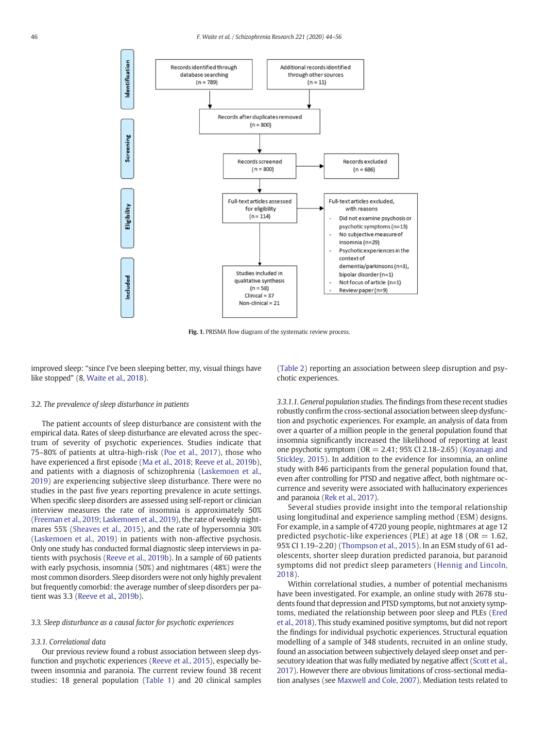| Identification | Records identified through database searching (n = 789) | Additional records identified through other sources (n = 11) |
|---|---|---|
| | Records after duplicates removed (n = 800) | |
| Screening | Records screened (n = 800) | Records excluded (n = 686) |
| Eligibility | Full-text articles assessed for eligibility (n = 114) | Full-text articles excluded, with reasons - Did not examine psychosis or psychotic symptoms (n=13) - No subjective measure of insomnia (n=29) - Psychotic experiences in the context of dementia/parkinsons (n=3), bipolar disorder (n=1) - Not focus of article (n=1) - Review paper (n=9) |
| Included | Studies included in qualitative synthesis (n = 58) Clinical = 37 Non-clinical = 21 | |

**Fig. 1.** PRISMA flow diagram of the systematic review process.

improved sleep: "since I've been sleeping better, my, visual things have like stopped" (8, Waite et al., 2018).

### 3.2. The prevalence of sleep disturbance in patients

The patient accounts of sleep disturbance are consistent with the empirical data. Rates of sleep disturbance are elevated across the spectrum of severity of psychotic experiences. Studies indicate that 75–80% of patients at ultra-high-risk (Poe et al., 2017), those who have experienced a first episode (Ma et al., 2018; Reeve et al., 2019b), and patients with a diagnosis of schizophrenia (Laskemoen et al., 2019) are experiencing subjective sleep disturbance. There were no studies in the past five years reporting prevalence in acute settings. When specific sleep disorders are assessed using self-report or clinician interview measures the rate of insomnia is approximately 50% (Freeman et al., 2019; Laskemoen et al., 2019), the rate of weekly nightmares 55% (Sheaves et al., 2015), and the rate of hypersomnia 30% (Laskemoen et al., 2019) in patients with non-affective psychosis. Only one study has conducted formal diagnostic sleep interviews in patients with psychosis (Reeve et al., 2019b). In a sample of 60 patients with early psychosis, insomnia (50%) and nightmares (48%) were the most common disorders. Sleep disorders were not only highly prevalent but frequently comorbid: the average number of sleep disorders per patient was 3.3 (Reeve et al., 2019b).

### 3.3. Sleep disturbance as a causal factor for psychotic experiences

#### 3.3.1. Correlational data

Our previous review found a robust association between sleep dysfunction and psychotic experiences (Reeve et al., 2015), especially between insomnia and paranoia. The current review found 38 recent studies: 18 general population (Table 1) and 20 clinical samples (Table 2) reporting an association between sleep disruption and psychotic experiences.

*3.3.1.1. General population studies.* The findings from these recent studies robustly confirm the cross-sectional association between sleep dysfunction and psychotic experiences. For example, an analysis of data from over a quarter of a million people in the general population found that insomnia significantly increased the likelihood of reporting at least one psychotic symptom (OR = 2.41; 95% CI 2.18–2.65) (Koyanagi and Stickley, 2015). In addition to the evidence for insomnia, an online study with 846 participants from the general population found that, even after controlling for PTSD and negative affect, both nightmare occurrence and severity were associated with hallucinatory experiences and paranoia (Rek et al., 2017).

Several studies provide insight into the temporal relationship using longitudinal and experience sampling method (ESM) designs. For example, in a sample of 4720 young people, nightmares at age 12 predicted psychotic-like experiences (PLE) at age 18 (OR = 1.62, 95% CI 1.19–2.20) (Thompson et al., 2015). In an ESM study of 61 adolescents, shorter sleep duration predicted paranoia, but paranoid symptoms did not predict sleep parameters (Hennig and Lincoln, 2018).

Within correlational studies, a number of potential mechanisms have been investigated. For example, an online study with 2678 students found that depression and PTSD symptoms, but not anxiety symptoms, mediated the relationship between poor sleep and PLEs (Ered et al., 2018). This study examined positive symptoms, but did not report the findings for individual psychotic experiences. Structural equation modelling of a sample of 348 students, recruited in an online study, found an association between subjectively delayed sleep onset and persecutory ideation that was fully mediated by negative affect (Scott et al., 2017). However there are obvious limitations of cross-sectional mediation analyses (see Maxwell and Cole, 2007). Mediation tests related to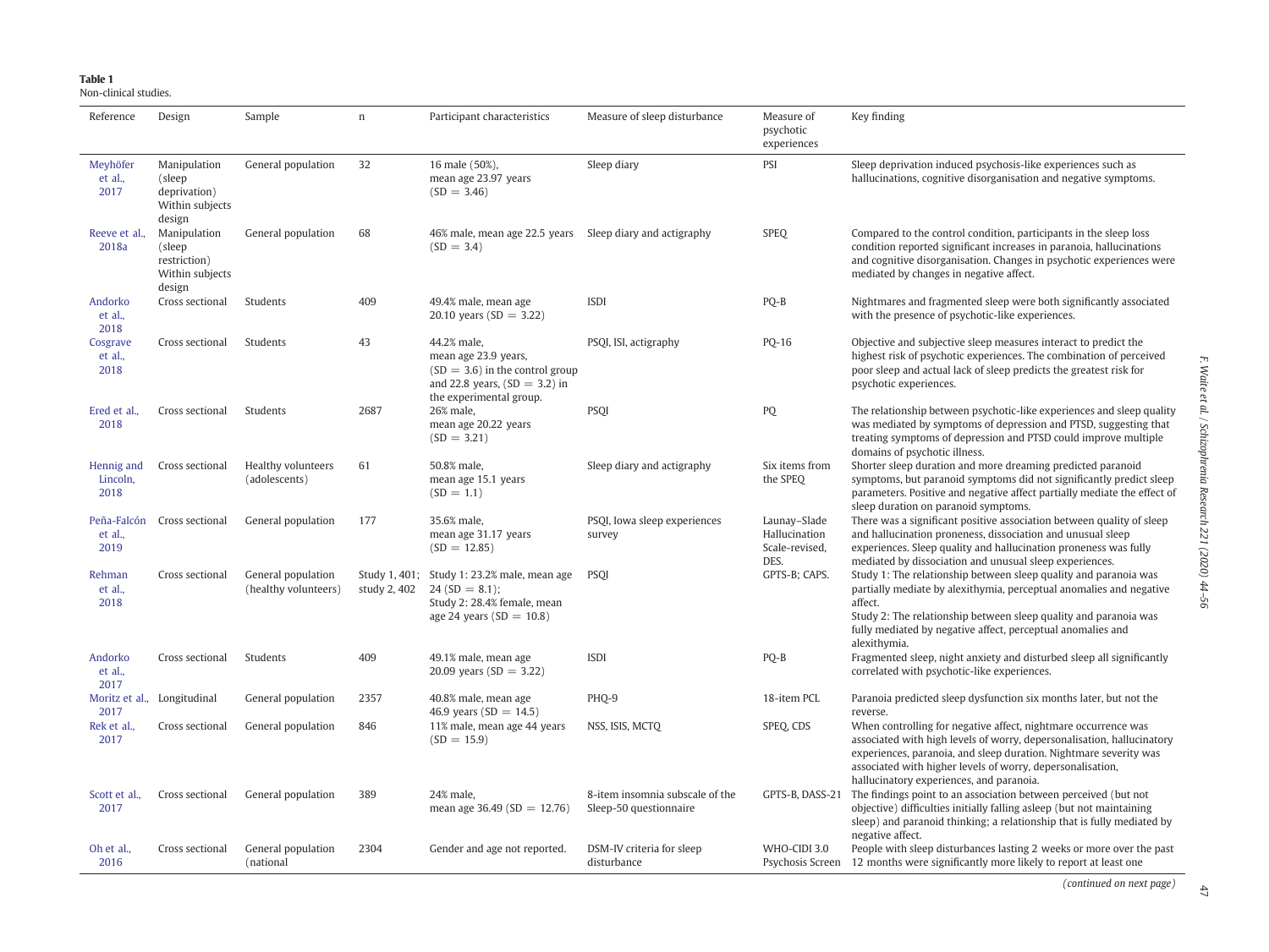**Table 1**
Non-clinical studies.

| Reference | Design | Sample | n | Participant characteristics | Measure of sleep disturbance | Measure of psychotic experiences | Key finding |
|---|---|---|---|---|---|---|---|
| Meyhöfer et al., 2017 | Manipulation (sleep deprivation) Within subjects design | General population | 32 | 16 male (50%), mean age 23.97 years (SD = 3.46) | Sleep diary | PSI | Sleep deprivation induced psychosis-like experiences such as hallucinations, cognitive disorganisation and negative symptoms. |
| Reeve et al., 2018a | Manipulation (sleep restriction) Within subjects design | General population | 68 | 46% male, mean age 22.5 years (SD = 3.4) | Sleep diary and actigraphy | SPEQ | Compared to the control condition, participants in the sleep loss condition reported significant increases in paranoia, hallucinations and cognitive disorganisation. Changes in psychotic experiences were mediated by changes in negative affect. |
| Andorko et al., 2018 | Cross sectional | Students | 409 | 49.4% male, mean age 20.10 years (SD = 3.22) | ISDI | PQ-B | Nightmares and fragmented sleep were both significantly associated with the presence of psychotic-like experiences. |
| Cosgrave et al., 2018 | Cross sectional | Students | 43 | 44.2% male, mean age 23.9 years, (SD = 3.6) in the control group and 22.8 years, (SD = 3.2) in the experimental group. | PSQI, ISI, actigraphy | PQ-16 | Objective and subjective sleep measures interact to predict the highest risk of psychotic experiences. The combination of perceived poor sleep and actual lack of sleep predicts the greatest risk for psychotic experiences. |
| Ered et al., 2018 | Cross sectional | Students | 2687 | 26% male, mean age 20.22 years (SD = 3.21) | PSQI | PQ | The relationship between psychotic-like experiences and sleep quality was mediated by symptoms of depression and PTSD, suggesting that treating symptoms of depression and PTSD could improve multiple domains of psychotic illness. |
| Hennig and Lincoln, 2018 | Cross sectional | Healthy volunteers (adolescents) | 61 | 50.8% male, mean age 15.1 years (SD = 1.1) | Sleep diary and actigraphy | Six items from the SPEQ | Shorter sleep duration and more dreaming predicted paranoid symptoms, but paranoid symptoms did not significantly predict sleep parameters. Positive and negative affect partially mediate the effect of sleep duration on paranoid symptoms. |
| Peña-Falcón et al., 2019 | Cross sectional | General population | 177 | 35.6% male, mean age 31.17 years (SD = 12.85) | PSQI, Iowa sleep experiences survey | Launay–Slade Hallucination Scale-revised, DES. | There was a significant positive association between quality of sleep and hallucination proneness, dissociation and unusual sleep experiences. Sleep quality and hallucination proneness was fully mediated by dissociation and unusual sleep experiences. |
| Rehman et al., 2018 | Cross sectional | General population (healthy volunteers) | Study 1, 401; study 2, 402 | Study 1: 23.2% male, mean age 24 (SD = 8.1); Study 2: 28.4% female, mean age 24 years (SD = 10.8) | PSQI | GPTS-B; CAPS. | Study 1: The relationship between sleep quality and paranoia was partially mediate by alexithymia, perceptual anomalies and negative affect. Study 2: The relationship between sleep quality and paranoia was fully mediated by negative affect, perceptual anomalies and alexithymia. |
| Andorko et al., 2017 | Cross sectional | Students | 409 | 49.1% male, mean age 20.09 years (SD = 3.22) | ISDI | PQ-B | Fragmented sleep, night anxiety and disturbed sleep all significantly correlated with psychotic-like experiences. |
| Moritz et al., 2017 | Longitudinal | General population | 2357 | 40.8% male, mean age 46.9 years (SD = 14.5) | PHQ-9 | 18-item PCL | Paranoia predicted sleep dysfunction six months later, but not the reverse. |
| Rek et al., 2017 | Cross sectional | General population | 846 | 11% male, mean age 44 years (SD = 15.9) | NSS, ISIS, MCTQ | SPEQ, CDS | When controlling for negative affect, nightmare occurrence was associated with high levels of worry, depersonalisation, hallucinatory experiences, paranoia, and sleep duration. Nightmare severity was associated with higher levels of worry, depersonalisation, hallucinatory experiences, and paranoia. |
| Scott et al., 2017 | Cross sectional | General population | 389 | 24% male, mean age 36.49 (SD = 12.76) | 8-item insomnia subscale of the Sleep-50 questionnaire | GPTS-B, DASS-21 | The findings point to an association between perceived (but not objective) difficulties initially falling asleep (but not maintaining sleep) and paranoid thinking; a relationship that is fully mediated by negative affect. |
| Oh et al., 2016 | Cross sectional | General population (national | 2304 | Gender and age not reported. | DSM-IV criteria for sleep disturbance | WHO-CIDI 3.0 Psychosis Screen | People with sleep disturbances lasting 2 weeks or more over the past 12 months were significantly more likely to report at least one |

*(continued on next page)*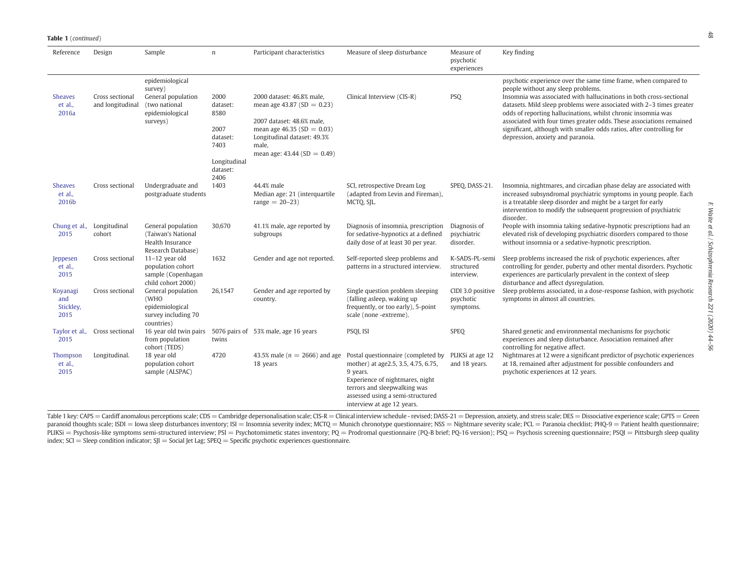**Table 1** (*continued*)

| Reference | Design | Sample | n | Participant characteristics | Measure of sleep disturbance | Measure of psychotic experiences | Key finding |
|---|---|---|---|---|---|---|---|
| | | epidemiological survey) | | | | | psychotic experience over the same time frame, when compared to people without any sleep problems. |
| Sheaves et al., 2016a | Cross sectional and longitudinal | General population (two national epidemiological surveys) | 2000 dataset: 8580<br><br>2007 dataset: 7403<br><br>Longitudinal dataset: 2406 | 2000 dataset: 46.8% male, mean age 43.87 (SD = 0.23)<br><br>2007 dataset: 48.6% male, mean age 46.35 (SD = 0.03)<br>Longitudinal dataset: 49.3% male, mean age: 43.44 (SD = 0.49) | Clinical Interview (CIS-R) | PSQ | Insomnia was associated with hallucinations in both cross-sectional datasets. Mild sleep problems were associated with 2–3 times greater odds of reporting hallucinations, whilst chronic insomnia was associated with four times greater odds. These associations remained significant, although with smaller odds ratios, after controlling for depression, anxiety and paranoia. |
| Sheaves et al., 2016b | Cross sectional | Undergraduate and postgraduate students | 1403 | 44.4% male<br>Median age: 21 (interquartile range = 20–23) | SCI, retrospective Dream Log (adapted from Levin and Fireman), MCTQ, SJL. | SPEQ, DASS-21. | Insomnia, nightmares, and circadian phase delay are associated with increased subsyndromal psychiatric symptoms in young people. Each is a treatable sleep disorder and might be a target for early intervention to modify the subsequent progression of psychiatric disorder. |
| Chung et al., 2015 | Longitudinal cohort | General population (Taiwan's National Health Insurance Research Database) | 30,670 | 41.1% male, age reported by subgroups | Diagnosis of insomnia, prescription for sedative-hypnotics at a defined daily dose of at least 30 per year. | Diagnosis of psychiatric disorder. | People with insomnia taking sedative-hypnotic prescriptions had an elevated risk of developing psychiatric disorders compared to those without insomnia or a sedative-hypnotic prescription. |
| Jeppesen et al., 2015 | Cross sectional | 11–12 year old population cohort sample (Copenhagen child cohort 2000) | 1632 | Gender and age not reported. | Self-reported sleep problems and patterns in a structured interview. | K-SADS-PL-semi structured interview. | Sleep problems increased the risk of psychotic experiences, after controlling for gender, puberty and other mental disorders. Psychotic experiences are particularly prevalent in the context of sleep disturbance and affect dysregulation. |
| Koyanagi and Stickley, 2015 | Cross sectional | General population (WHO epidemiological survey including 70 countries) | 26,1547 | Gender and age reported by country. | Single question problem sleeping (falling asleep, waking up frequently, or too early), 5-point scale (none -extreme). | CIDI 3.0 positive psychotic symptoms. | Sleep problems associated, in a dose-response fashion, with psychotic symptoms in almost all countries. |
| Taylor et al., 2015 | Cross sectional | 16 year old twin pairs from population cohort (TEDS) | 5076 pairs of twins | 53% male, age 16 years | PSQI, ISI | SPEQ | Shared genetic and environmental mechanisms for psychotic experiences and sleep disturbance. Association remained after controlling for negative affect. |
| Thompson et al., 2015 | Longitudinal. | 18 year old population cohort sample (ALSPAC) | 4720 | 43.5% male ($n$ = 2666) and age 18 years | Postal questionnaire (completed by mother) at age2.5, 3.5, 4.75, 6.75, 9 years.<br>Experience of nightmares, night terrors and sleepwalking was assessed using a semi-structured interview at age 12 years. | PLIKSi at age 12 and 18 years. | Nightmares at 12 were a significant predictor of psychotic experiences at 18, remained after adjustment for possible confounders and psychotic experiences at 12 years. |

Table 1 key: CAPS = Cardiff anomalous perceptions scale; CDS = Cambridge depersonalisation scale; CIS-R = Clinical interview schedule - revised; DASS-21 = Depression, anxiety, and stress scale; DES = Dissociative experience scale; GPTS = Green paranoid thoughts scale; ISDI = Iowa sleep disturbances inventory; ISI = Insomnia severity index; MCTQ = Munich chronotype questionnaire; NSS = Nightmare severity scale; PCL = Paranoia checklist; PHQ-9 = Patient health questionnaire; PLIKSi = Psychosis-like symptoms semi-structured interview; PSI = Psychotomimetic states inventory; PQ = Prodromal questionnaire (PQ-B brief; PQ-16 version); PSQ = Psychosis screening questionnaire; PSQI = Pittsburgh sleep quality index; SCI = Sleep condition indicator; SJl = Social Jet Lag; SPEQ = Specific psychotic experiences questionnaire.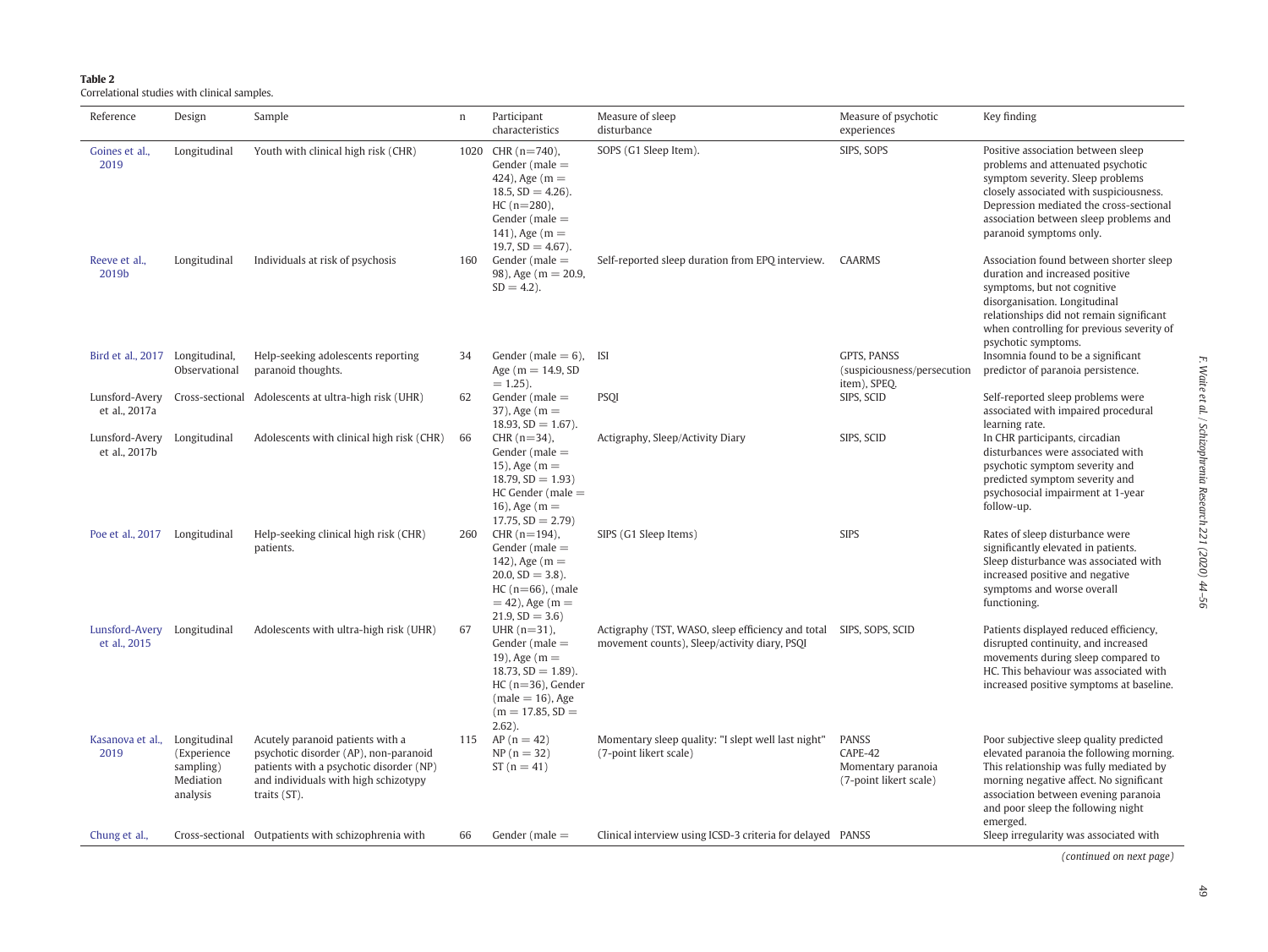**Table 2**
Correlational studies with clinical samples.

| Reference | Design | Sample | n | Participant characteristics | Measure of sleep disturbance | Measure of psychotic experiences | Key finding |
|---|---|---|---|---|---|---|---|
| Goines et al., 2019 | Longitudinal | Youth with clinical high risk (CHR) | 1020 | CHR (n=740), Gender (male = 424), Age (m = 18.5, SD = 4.26). HC (n=280), Gender (male = 141), Age (m = 19.7, SD = 4.67). | SOPS (G1 Sleep Item). | SIPS, SOPS | Positive association between sleep problems and attenuated psychotic symptom severity. Sleep problems closely associated with suspiciousness. Depression mediated the cross-sectional association between sleep problems and paranoid symptoms only. |
| Reeve et al., 2019b | Longitudinal | Individuals at risk of psychosis | 160 | Gender (male = 98), Age (m = 20.9, SD = 4.2). | Self-reported sleep duration from EPQ interview. | CAARMS | Association found between shorter sleep duration and increased positive symptoms, but not cognitive disorganisation. Longitudinal relationships did not remain significant when controlling for previous severity of psychotic symptoms. |
| Bird et al., 2017 | Longitudinal, Observational | Help-seeking adolescents reporting paranoid thoughts. | 34 | Gender (male = 6), Age (m = 14.9, SD = 1.25). | ISI | GPTS, PANSS (suspiciousness/persecution item), SPEQ. | Insomnia found to be a significant predictor of paranoia persistence. |
| Lunsford-Avery et al., 2017a | Cross-sectional | Adolescents at ultra-high risk (UHR) | 62 | Gender (male = 37), Age (m = 18.93, SD = 1.67). | PSQI | SIPS, SCID | Self-reported sleep problems were associated with impaired procedural learning rate. |
| Lunsford-Avery et al., 2017b | Longitudinal | Adolescents with clinical high risk (CHR) | 66 | CHR (n=34), Gender (male = 15), Age (m = 18.79, SD = 1.93) HC Gender (male = 16), Age (m = 17.75, SD = 2.79) | Actigraphy, Sleep/Activity Diary | SIPS, SCID | In CHR participants, circadian disturbances were associated with psychotic symptom severity and predicted symptom severity and psychosocial impairment at 1-year follow-up. |
| Poe et al., 2017 | Longitudinal | Help-seeking clinical high risk (CHR) patients. | 260 | CHR (n=194), Gender (male = 142), Age (m = 20.0, SD = 3.8). HC (n=66), (male = 42), Age (m = 21.9, SD = 3.6) | SIPS (G1 Sleep Items) | SIPS | Rates of sleep disturbance were significantly elevated in patients. Sleep disturbance was associated with increased positive and negative symptoms and worse overall functioning. |
| Lunsford-Avery et al., 2015 | Longitudinal | Adolescents with ultra-high risk (UHR) | 67 | UHR (n=31), Gender (male = 19), Age (m = 18.73, SD = 1.89). HC (n=36), Gender (male = 16), Age (m = 17.85, SD = 2.62). | Actigraphy (TST, WASO, sleep efficiency and total movement counts), Sleep/activity diary, PSQI | SIPS, SOPS, SCID | Patients displayed reduced efficiency, disrupted continuity, and increased movements during sleep compared to HC. This behaviour was associated with increased positive symptoms at baseline. |
| Kasanova et al., 2019 | Longitudinal (Experience sampling) Mediation analysis | Acutely paranoid patients with a psychotic disorder (AP), non-paranoid patients with a psychotic disorder (NP) and individuals with high schizotypy traits (ST). | 115 | AP (n = 42) NP (n = 32) ST (n = 41) | Momentary sleep quality: "I slept well last night" (7-point likert scale) | PANSS CAPE-42 Momentary paranoia (7-point likert scale) | Poor subjective sleep quality predicted elevated paranoia the following morning. This relationship was fully mediated by morning negative affect. No significant association between evening paranoia and poor sleep the following night emerged. |
| Chung et al., | Cross-sectional | Outpatients with schizophrenia with | 66 | Gender (male = | Clinical interview using ICSD-3 criteria for delayed | PANSS | Sleep irregularity was associated with |

*(continued on next page)*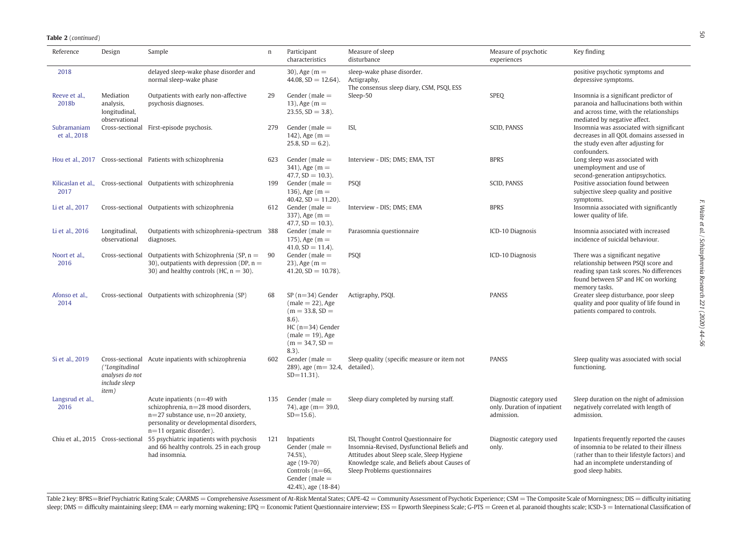**Table 2** (*continued*)

| Reference | Design | Sample | n | Participant characteristics | Measure of sleep disturbance | Measure of psychotic experiences | Key finding |
|---|---|---|---|---|---|---|---|
| 2018 | | delayed sleep-wake phase disorder and normal sleep-wake phase | | 30), Age (m = 44.08, SD = 12.64). | sleep-wake phase disorder. Actigraphy, The consensus sleep diary, CSM, PSQI, ESS | | positive psychotic symptoms and depressive symptoms. |
| Reeve et al., 2018b | Mediation analysis, longitudinal, observational | Outpatients with early non-affective psychosis diagnoses. | 29 | Gender (male = 13), Age (m = 23.55, SD = 3.8). | Sleep-50 | SPEQ | Insomnia is a significant predictor of paranoia and hallucinations both within and across time, with the relationships mediated by negative affect. |
| Subramaniam et al., 2018 | Cross-sectional | First-episode psychosis. | 279 | Gender (male = 142), Age (m = 25.8, SD = 6.2). | ISI, | SCID, PANSS | Insomnia was associated with significant decreases in all QOL domains assessed in the study even after adjusting for confounders. |
| Hou et al., 2017 | Cross-sectional | Patients with schizophrenia | 623 | Gender (male = 341), Age (m = 47.7, SD = 10.3). | Interview - DIS; DMS; EMA, TST | BPRS | Long sleep was associated with unemployment and use of second-generation antipsychotics. |
| Kilicaslan et al., 2017 | Cross-sectional | Outpatients with schizophrenia | 199 | Gender (male = 136), Age (m = 40.42, SD = 11.20). | PSQI | SCID, PANSS | Positive association found between subjective sleep quality and positive symptoms. |
| Li et al., 2017 | Cross-sectional | Outpatients with schizophrenia | 612 | Gender (male = 337), Age (m = 47.7, SD = 10.3). | Interview - DIS; DMS; EMA | BPRS | Insomnia associated with significantly lower quality of life. |
| Li et al., 2016 | Longitudinal, observational | Outpatients with schizophrenia-spectrum diagnoses. | 388 | Gender (male = 175), Age (m = 41.0, SD = 11.4). | Parasomnia questionnaire | ICD-10 Diagnosis | Insomnia associated with increased incidence of suicidal behaviour. |
| Noort et al., 2016 | Cross-sectional | Outpatients with Schizophrenia (SP, n = 30), outpatients with depression (DP, n = 30) and healthy controls (HC, n = 30). | 90 | Gender (male = 23), Age (m = 41.20, SD = 10.78). | PSQI | ICD-10 Diagnosis | There was a significant negative relationship between PSQI score and reading span task scores. No differences found between SP and HC on working memory tasks. |
| Afonso et al., 2014 | Cross-sectional | Outpatients with schizophrenia (SP) | 68 | SP (n=34) Gender (male = 22), Age (m = 33.8, SD = 8.6). HC (n=34) Gender (male = 19), Age (m = 34.7, SD = 8.3). | Actigraphy, PSQI. | PANSS | Greater sleep disturbance, poor sleep quality and poor quality of life found in patients compared to controls. |
| Si et al., 2019 | Cross-sectional (*Longitudinal analyses do not include sleep item)* | Acute inpatients with schizophrenia | 602 | Gender (male = 289), age (m= 32.4, SD=11.31). | Sleep quality (specific measure or item not detailed). | PANSS | Sleep quality was associated with social functioning. |
| Langsrud et al., 2016 | | Acute inpatients (n=49 with schizophrenia, n=28 mood disorders, n=27 substance use, n=20 anxiety, personality or developmental disorders, n=11 organic disorder). | 135 | Gender (male = 74), age (m= 39.0, SD=15.6). | Sleep diary completed by nursing staff. | Diagnostic category used only. Duration of inpatient admission. | Sleep duration on the night of admission negatively correlated with length of admission. |
| Chiu et al., 2015 | Cross-sectional | 55 psychiatric inpatients with psychosis and 66 healthy controls. 25 in each group had insomnia. | 121 | Inpatients Gender (male = 74.5%), age (19-70) Controls (n=66, Gender (male = 42.4%), age (18-84) | ISI, Thought Control Questionnaire for Insomnia-Revised, Dysfunctional Beliefs and Attitudes about Sleep scale, Sleep Hygiene Knowledge scale, and Beliefs about Causes of Sleep Problems questionnaires | Diagnostic category used only. | Inpatients frequently reported the causes of insomnia to be related to their illness (rather than to their lifestyle factors) and had an incomplete understanding of good sleep habits. |

Table 2 key: BPRS=Brief Psychiatric Rating Scale; CAARMS = Comprehensive Assessment of At-Risk Mental States; CAPE-42 = Community Assessment of Psychotic Experience; CSM = The Composite Scale of Morningness; DIS = difficulty initiating sleep; DMS = difficulty maintaining sleep; EMA = early morning wakening; EPQ = Economic Patient Questionnaire interview; ESS = Epworth Sleepiness Scale; G-PTS = Green et al. paranoid thoughts scale; ICSD-3 = International Classification of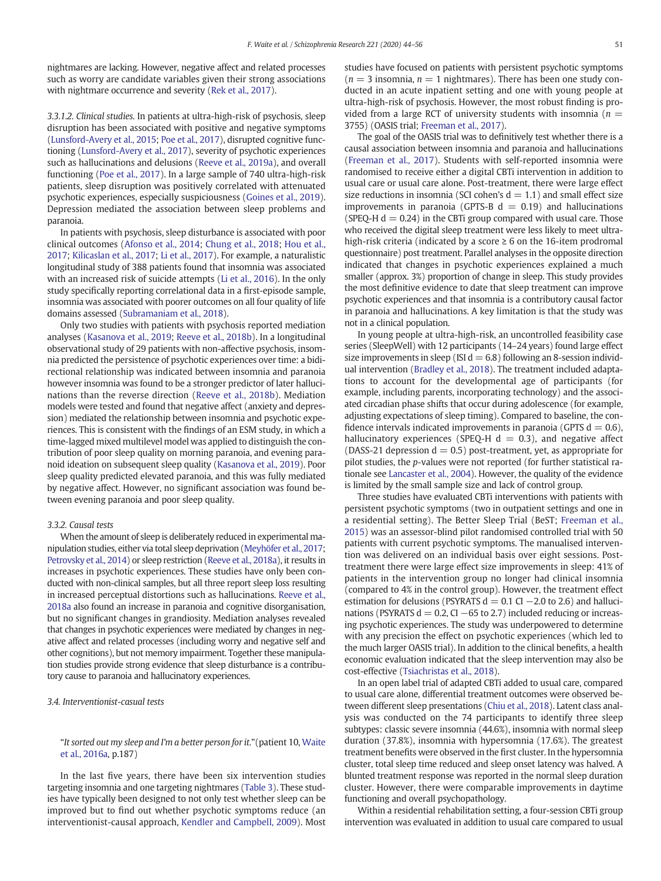nightmares are lacking. However, negative affect and related processes such as worry are candidate variables given their strong associations with nightmare occurrence and severity (Rek et al., 2017).

*3.3.1.2. Clinical studies.* In patients at ultra-high-risk of psychosis, sleep disruption has been associated with positive and negative symptoms (Lunsford-Avery et al., 2015; Poe et al., 2017), disrupted cognitive functioning (Lunsford-Avery et al., 2017), severity of psychotic experiences such as hallucinations and delusions (Reeve et al., 2019a), and overall functioning (Poe et al., 2017). In a large sample of 740 ultra-high-risk patients, sleep disruption was positively correlated with attenuated psychotic experiences, especially suspiciousness (Goines et al., 2019). Depression mediated the association between sleep problems and paranoia.

In patients with psychosis, sleep disturbance is associated with poor clinical outcomes (Afonso et al., 2014; Chung et al., 2018; Hou et al., 2017; Kilicaslan et al., 2017; Li et al., 2017). For example, a naturalistic longitudinal study of 388 patients found that insomnia was associated with an increased risk of suicide attempts (Li et al., 2016). In the only study specifically reporting correlational data in a first-episode sample, insomnia was associated with poorer outcomes on all four quality of life domains assessed (Subramaniam et al., 2018).

Only two studies with patients with psychosis reported mediation analyses (Kasanova et al., 2019; Reeve et al., 2018b). In a longitudinal observational study of 29 patients with non-affective psychosis, insomnia predicted the persistence of psychotic experiences over time: a bidirectional relationship was indicated between insomnia and paranoia however insomnia was found to be a stronger predictor of later hallucinations than the reverse direction (Reeve et al., 2018b). Mediation models were tested and found that negative affect (anxiety and depression) mediated the relationship between insomnia and psychotic experiences. This is consistent with the findings of an ESM study, in which a time-lagged mixed multilevel model was applied to distinguish the contribution of poor sleep quality on morning paranoia, and evening paranoid ideation on subsequent sleep quality (Kasanova et al., 2019). Poor sleep quality predicted elevated paranoia, and this was fully mediated by negative affect. However, no significant association was found between evening paranoia and poor sleep quality.

### 3.3.2. Causal tests

When the amount of sleep is deliberately reduced in experimental manipulation studies, either via total sleep deprivation (Meyhöfer et al., 2017; Petrovsky et al., 2014) or sleep restriction (Reeve et al., 2018a), it results in increases in psychotic experiences. These studies have only been conducted with non-clinical samples, but all three report sleep loss resulting in increased perceptual distortions such as hallucinations. Reeve et al., 2018a also found an increase in paranoia and cognitive disorganisation, but no significant changes in grandiosity. Mediation analyses revealed that changes in psychotic experiences were mediated by changes in negative affect and related processes (including worry and negative self and other cognitions), but not memory impairment. Together these manipulation studies provide strong evidence that sleep disturbance is a contributory cause to paranoia and hallucinatory experiences.

## 3.4. Interventionist-casual tests

"*It sorted out my sleep and I'm a better person for it.*"(patient 10, Waite et al., 2016a, p.187)

In the last five years, there have been six intervention studies targeting insomnia and one targeting nightmares (Table 3). These studies have typically been designed to not only test whether sleep can be improved but to find out whether psychotic symptoms reduce (an interventionist-causal approach, Kendler and Campbell, 2009). Most studies have focused on patients with persistent psychotic symptoms ($n = 3$ insomnia, $n = 1$ nightmares). There has been one study conducted in an acute inpatient setting and one with young people at ultra-high-risk of psychosis. However, the most robust finding is provided from a large RCT of university students with insomnia ($n = 3755$) (OASIS trial; Freeman et al., 2017).

The goal of the OASIS trial was to definitively test whether there is a causal association between insomnia and paranoia and hallucinations (Freeman et al., 2017). Students with self-reported insomnia were randomised to receive either a digital CBTi intervention in addition to usual care or usual care alone. Post-treatment, there were large effect size reductions in insomnia (SCI cohen's $d = 1.1$) and small effect size improvements in paranoia (GPTS-B $d = 0.19$) and hallucinations (SPEQ-H $d = 0.24$) in the CBTi group compared with usual care. Those who received the digital sleep treatment were less likely to meet ultra-high-risk criteria (indicated by a score ≥ 6 on the 16-item prodromal questionnaire) post treatment. Parallel analyses in the opposite direction indicated that changes in psychotic experiences explained a much smaller (approx. 3%) proportion of change in sleep. This study provides the most definitive evidence to date that sleep treatment can improve psychotic experiences and that insomnia is a contributory causal factor in paranoia and hallucinations. A key limitation is that the study was not in a clinical population.

In young people at ultra-high-risk, an uncontrolled feasibility case series (SleepWell) with 12 participants (14–24 years) found large effect size improvements in sleep (ISI $d = 6.8$) following an 8-session individual intervention (Bradley et al., 2018). The treatment included adaptations to account for the developmental age of participants (for example, including parents, incorporating technology) and the associated circadian phase shifts that occur during adolescence (for example, adjusting expectations of sleep timing). Compared to baseline, the confidence intervals indicated improvements in paranoia (GPTS $d = 0.6$), hallucinatory experiences (SPEQ-H $d = 0.3$), and negative affect (DASS-21 depression $d = 0.5$) post-treatment, yet, as appropriate for pilot studies, the *p*-values were not reported (for further statistical rationale see Lancaster et al., 2004). However, the quality of the evidence is limited by the small sample size and lack of control group.

Three studies have evaluated CBTi interventions with patients with persistent psychotic symptoms (two in outpatient settings and one in a residential setting). The Better Sleep Trial (BeST; Freeman et al., 2015) was an assessor-blind pilot randomised controlled trial with 50 patients with current psychotic symptoms. The manualised intervention was delivered on an individual basis over eight sessions. Post-treatment there were large effect size improvements in sleep: 41% of patients in the intervention group no longer had clinical insomnia (compared to 4% in the control group). However, the treatment effect estimation for delusions (PSYRATS $d = 0.1$ CI −2.0 to 2.6) and hallucinations (PSYRATS $d = 0.2$, CI −65 to 2.7) included reducing or increasing psychotic experiences. The study was underpowered to determine with any precision the effect on psychotic experiences (which led to the much larger OASIS trial). In addition to the clinical benefits, a health economic evaluation indicated that the sleep intervention may also be cost-effective (Tsiachristas et al., 2018).

In an open label trial of adapted CBTi added to usual care, compared to usual care alone, differential treatment outcomes were observed between different sleep presentations (Chiu et al., 2018). Latent class analysis was conducted on the 74 participants to identify three sleep subtypes: classic severe insomnia (44.6%), insomnia with normal sleep duration (37.8%), insomnia with hypersomnia (17.6%). The greatest treatment benefits were observed in the first cluster. In the hypersomnia cluster, total sleep time reduced and sleep onset latency was halved. A blunted treatment response was reported in the normal sleep duration cluster. However, there were comparable improvements in daytime functioning and overall psychopathology.

Within a residential rehabilitation setting, a four-session CBTi group intervention was evaluated in addition to usual care compared to usual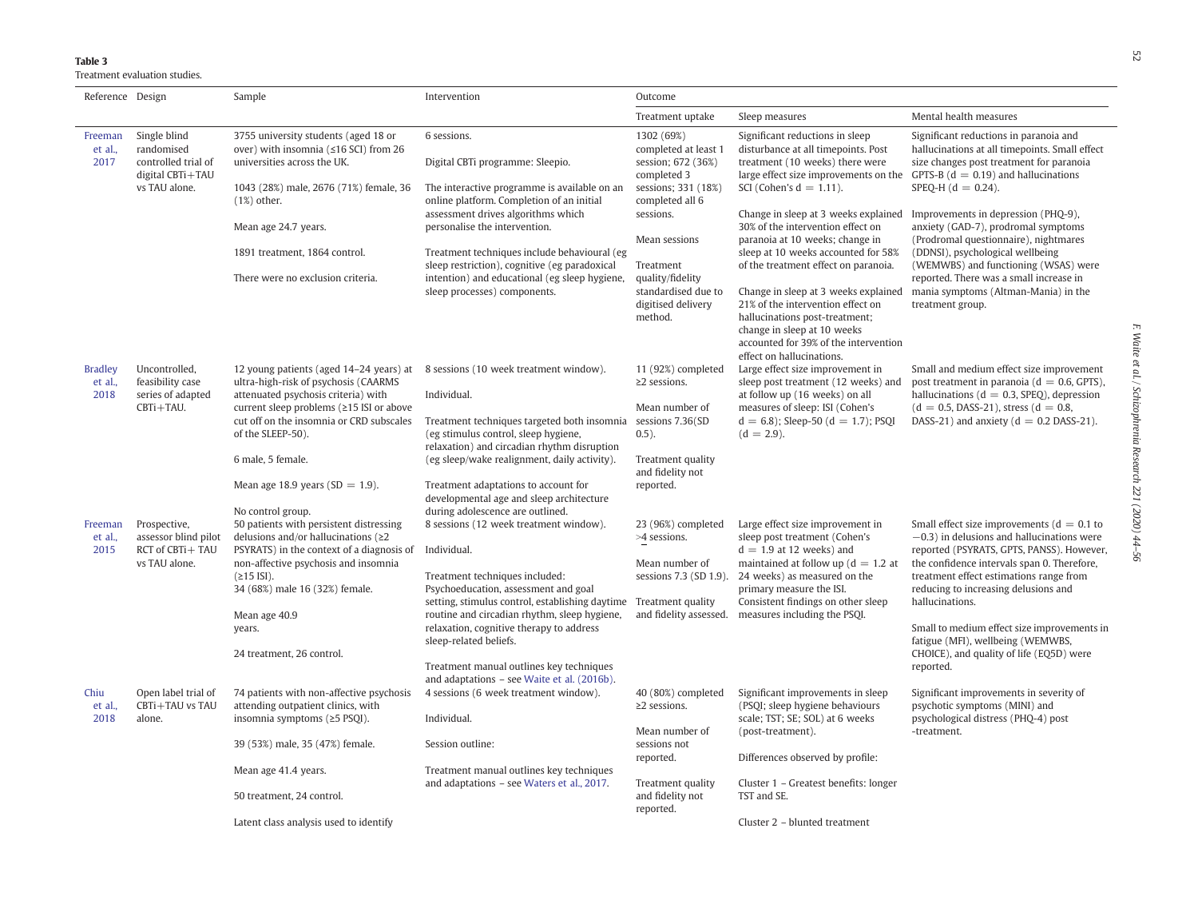**Table 3**
Treatment evaluation studies.

| Reference | Design | Sample | Intervention | Outcome | | |
|---|---|---|---|---|---|---|
| | | | | Treatment uptake | Sleep measures | Mental health measures |
| Freeman et al., 2017 | Single blind randomised controlled trial of digital CBTi+TAU vs TAU alone. | 3755 university students (aged 18 or over) with insomnia (≤16 SCI) from 26 universities across the UK.<br><br>1043 (28%) male, 2676 (71%) female, 36 (1%) other.<br><br>Mean age 24.7 years.<br><br>1891 treatment, 1864 control.<br><br>There were no exclusion criteria. | 6 sessions.<br><br>Digital CBTi programme: Sleepio.<br><br>The interactive programme is available on an online platform. Completion of an initial assessment drives algorithms which personalise the intervention.<br><br>Treatment techniques include behavioural (eg sleep restriction), cognitive (eg paradoxical intention) and educational (eg sleep hygiene, sleep processes) components. | 1302 (69%) completed at least 1 session; 672 (36%) completed 3 sessions; 331 (18%) completed all 6 sessions.<br><br>Mean sessions<br><br>Treatment quality/fidelity standardised due to digitised delivery method. | Significant reductions in sleep disturbance at all timepoints. Post treatment (10 weeks) there were large effect size improvements on the SCI (Cohen's $d = 1.11$).<br><br>Change in sleep at 3 weeks explained 30% of the intervention effect on paranoia at 10 weeks; change in sleep at 10 weeks accounted for 58% of the treatment effect on paranoia.<br><br>Change in sleep at 3 weeks explained 21% of the intervention effect on hallucinations post-treatment; change in sleep at 10 weeks accounted for 39% of the intervention effect on hallucinations. | Significant reductions in paranoia and hallucinations at all timepoints. Small effect size changes post treatment for paranoia GPTS-B ($d = 0.19$) and hallucinations SPEQ-H ($d = 0.24$).<br><br>Improvements in depression (PHQ-9), anxiety (GAD-7), prodromal symptoms (Prodromal questionnaire), nightmares (DDNSI), psychological wellbeing (WEMWBS) and functioning (WSAS) were reported. There was a small increase in mania symptoms (Altman-Mania) in the treatment group. |
| Bradley et al., 2018 | Uncontrolled, feasibility case series of adapted CBTi+TAU. | 12 young patients (aged 14–24 years) at ultra-high-risk of psychosis (CAARMS attenuated psychosis criteria) with current sleep problems (≥15 ISI or above cut off on the insomnia or CRD subscales of the SLEEP-50).<br><br>6 male, 5 female.<br><br>Mean age 18.9 years (SD = 1.9).<br><br>No control group. | 8 sessions (10 week treatment window).<br><br>Individual.<br><br>Treatment techniques targeted both insomnia (eg stimulus control, sleep hygiene, relaxation) and circadian rhythm disruption (eg sleep/wake realignment, daily activity).<br><br>Treatment adaptations to account for developmental age and sleep architecture during adolescence are outlined. | 11 (92%) completed ≥2 sessions.<br><br>Mean number of sessions 7.36(SD 0.5).<br><br>Treatment quality and fidelity not reported. | Large effect size improvement in sleep post treatment (12 weeks) and at follow up (16 weeks) on all measures of sleep: ISI (Cohen's $d = 6.8$); Sleep-50 ($d = 1.7$); PSQI ($d = 2.9$). | Small and medium effect size improvement post treatment in paranoia ($d = 0.6$, GPTS), hallucinations ($d = 0.3$, SPEQ), depression ($d = 0.5$, DASS-21), stress ($d = 0.8$, DASS-21) and anxiety ($d = 0.2$ DASS-21). |
| Freeman et al., 2015 | Prospective, assessor blind pilot RCT of CBTi+ TAU vs TAU alone. | 50 patients with persistent distressing delusions and/or hallucinations (≥2 PSYRATS) in the context of a diagnosis of non-affective psychosis and insomnia (≥15 ISI).<br>34 (68%) male 16 (32%) female.<br><br>Mean age 40.9 years.<br><br>24 treatment, 26 control. | 8 sessions (12 week treatment window).<br><br>Individual.<br><br>Treatment techniques included: Psychoeducation, assessment and goal setting, stimulus control, establishing daytime routine and circadian rhythm, sleep hygiene, relaxation, cognitive therapy to address sleep-related beliefs.<br><br>Treatment manual outlines key techniques and adaptations – see Waite et al. (2016b). | 23 (96%) completed ≥4 sessions.<br><br>Mean number of sessions 7.3 (SD 1.9).<br><br>Treatment quality and fidelity assessed. | Large effect size improvement in sleep post treatment (Cohen's $d = 1.9$ at 12 weeks) and maintained at follow up ($d = 1.2$ at 24 weeks) as measured on the primary measure the ISI.<br>Consistent findings on other sleep measures including the PSQI. | Small effect size improvements ($d = 0.1$ to $-0.3$) in delusions and hallucinations were reported (PSYRATS, GPTS, PANSS). However, the confidence intervals span 0. Therefore, treatment effect estimations range from reducing to increasing delusions and hallucinations.<br><br>Small to medium effect size improvements in fatigue (MFI), wellbeing (WEMWBS, CHOICE), and quality of life (EQ5D) were reported. |
| Chiu et al., 2018 | Open label trial of CBTi+TAU vs TAU alone. | 74 patients with non-affective psychosis attending outpatient clinics, with insomnia symptoms (≥5 PSQI).<br><br>39 (53%) male, 35 (47%) female.<br><br>Mean age 41.4 years.<br><br>50 treatment, 24 control.<br><br>Latent class analysis used to identify | 4 sessions (6 week treatment window).<br><br>Individual.<br><br>Session outline:<br><br>Treatment manual outlines key techniques and adaptations – see Waters et al., 2017. | 40 (80%) completed ≥2 sessions.<br><br>Mean number of sessions not reported.<br><br>Treatment quality and fidelity not reported. | Significant improvements in sleep (PSQI; sleep hygiene behaviours scale; TST; SE; SOL) at 6 weeks (post-treatment).<br><br>Differences observed by profile:<br><br>Cluster 1 – Greatest benefits: longer TST and SE.<br><br>Cluster 2 – blunted treatment | Significant improvements in severity of psychotic symptoms (MINI) and psychological distress (PHQ-4) post -treatment. |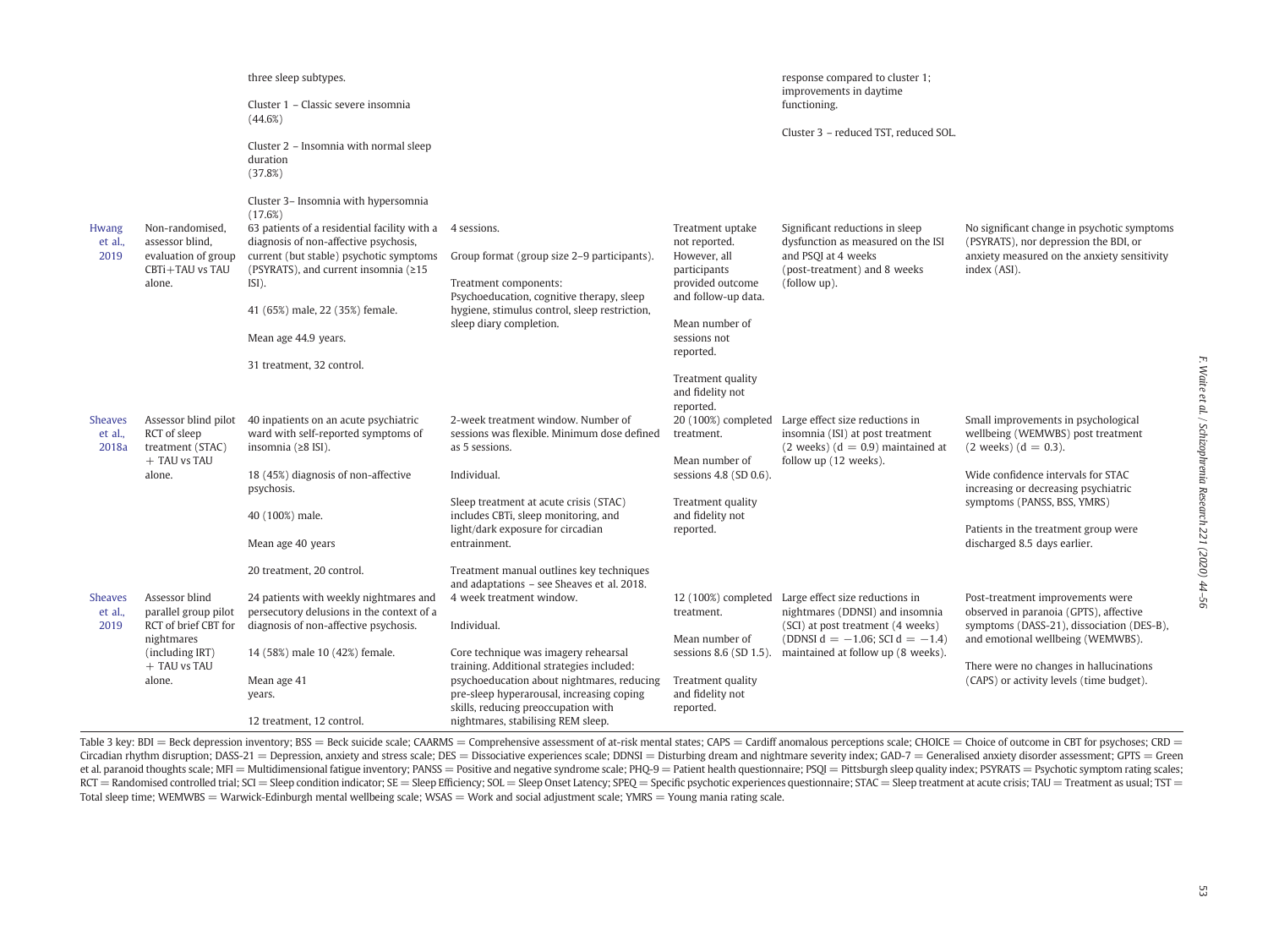| | | three sleep subtypes.<br><br>Cluster 1 – Classic severe insomnia (44.6%)<br><br>Cluster 2 – Insomnia with normal sleep duration (37.8%)<br><br>Cluster 3– Insomnia with hypersomnia (17.6%) | | | response compared to cluster 1; improvements in daytime functioning.<br><br>Cluster 3 – reduced TST, reduced SOL. | |
|---|---|---|---|---|---|---|
| Hwang et al., 2019 | Non-randomised, assessor blind, evaluation of group CBTi+TAU vs TAU alone. | 63 patients of a residential facility with a diagnosis of non-affective psychosis, current (but stable) psychotic symptoms (PSYRATS), and current insomnia (≥15 ISI).<br><br>41 (65%) male, 22 (35%) female.<br><br>Mean age 44.9 years.<br><br>31 treatment, 32 control. | 4 sessions.<br><br>Group format (group size 2–9 participants).<br><br>Treatment components: Psychoeducation, cognitive therapy, sleep hygiene, stimulus control, sleep restriction, sleep diary completion. | Treatment uptake not reported. However, all participants provided outcome and follow-up data.<br><br>Mean number of sessions not reported.<br><br>Treatment quality and fidelity not reported. | Significant reductions in sleep dysfunction as measured on the ISI and PSQI at 4 weeks (post-treatment) and 8 weeks (follow up). | No significant change in psychotic symptoms (PSYRATS), nor depression the BDI, or anxiety measured on the anxiety sensitivity index (ASI). |
| Sheaves et al., 2018a | Assessor blind pilot RCT of sleep treatment (STAC) + TAU vs TAU alone. | 40 inpatients on an acute psychiatric ward with self-reported symptoms of insomnia (≥8 ISI).<br><br>18 (45%) diagnosis of non-affective psychosis.<br><br>40 (100%) male.<br><br>Mean age 40 years<br><br>20 treatment, 20 control. | 2-week treatment window. Number of sessions was flexible. Minimum dose defined as 5 sessions.<br><br>Individual.<br><br>Sleep treatment at acute crisis (STAC) includes CBTi, sleep monitoring, and light/dark exposure for circadian entrainment.<br><br>Treatment manual outlines key techniques and adaptations – see Sheaves et al. 2018. | 20 (100%) completed treatment.<br><br>Mean number of sessions 4.8 (SD 0.6).<br><br>Treatment quality and fidelity not reported. | Large effect size reductions in insomnia (ISI) at post treatment (2 weeks) ($d = 0.9$) maintained at follow up (12 weeks). | Small improvements in psychological wellbeing (WEMWBS) post treatment (2 weeks) ($d = 0.3$).<br><br>Wide confidence intervals for STAC increasing or decreasing psychiatric symptoms (PANSS, BSS, YMRS)<br><br>Patients in the treatment group were discharged 8.5 days earlier. |
| Sheaves et al., 2019 | Assessor blind parallel group pilot RCT of brief CBT for nightmares (including IRT) + TAU vs TAU alone. | 24 patients with weekly nightmares and persecutory delusions in the context of a diagnosis of non-affective psychosis.<br><br>14 (58%) male 10 (42%) female.<br><br>Mean age 41 years.<br><br>12 treatment, 12 control. | 4 week treatment window.<br><br>Individual.<br><br>Core technique was imagery rehearsal training. Additional strategies included: psychoeducation about nightmares, reducing pre-sleep hyperarousal, increasing coping skills, reducing preoccupation with nightmares, stabilising REM sleep. | 12 (100%) completed treatment.<br><br>Mean number of sessions 8.6 (SD 1.5).<br><br>Treatment quality and fidelity not reported. | Large effect size reductions in nightmares (DDNSI) and insomnia (SCI) at post treatment (4 weeks) (DDNSI $d = -1.06$; SCI $d = -1.4$) maintained at follow up (8 weeks). | Post-treatment improvements were observed in paranoia (GPTS), affective symptoms (DASS-21), dissociation (DES-B), and emotional wellbeing (WEMWBS).<br><br>There were no changes in hallucinations (CAPS) or activity levels (time budget). |

Table 3 key: BDI = Beck depression inventory; BSS = Beck suicide scale; CAARMS = Comprehensive assessment of at-risk mental states; CAPS = Cardiff anomalous perceptions scale; CHOICE = Choice of outcome in CBT for psychoses; CRD = Circadian rhythm disruption; DASS-21 = Depression, anxiety and stress scale; DES = Dissociative experiences scale; DDNSI = Disturbing dream and nightmare severity index; GAD-7 = Generalised anxiety disorder assessment; GPTS = Green et al. paranoid thoughts scale; MFI = Multidimensional fatigue inventory; PANSS = Positive and negative syndrome scale; PHQ-9 = Patient health questionnaire; PSQI = Pittsburgh sleep quality index; PSYRATS = Psychotic symptom rating scales; RCT = Randomised controlled trial; SCI = Sleep condition indicator; SE = Sleep Efficiency; SOL = Sleep Onset Latency; SPEQ = Specific psychotic experiences questionnaire; STAC = Sleep treatment at acute crisis; TAU = Treatment as usual; TST = Total sleep time; WEMWBS = Warwick-Edinburgh mental wellbeing scale; WSAS = Work and social adjustment scale; YMRS = Young mania rating scale.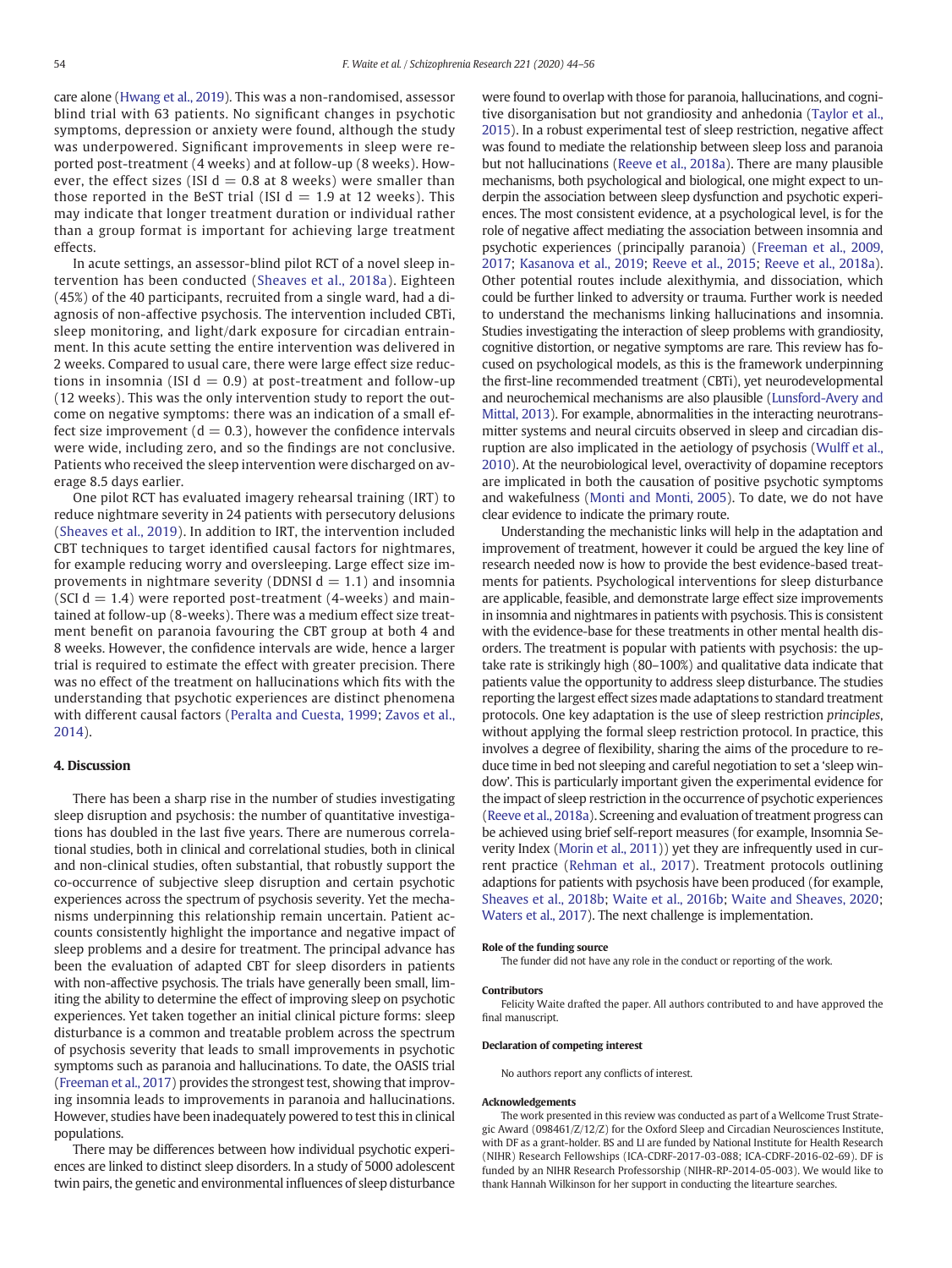care alone (Hwang et al., 2019). This was a non-randomised, assessor blind trial with 63 patients. No significant changes in psychotic symptoms, depression or anxiety were found, although the study was underpowered. Significant improvements in sleep were reported post-treatment (4 weeks) and at follow-up (8 weeks). However, the effect sizes (ISI $d = 0.8$ at 8 weeks) were smaller than those reported in the BeST trial (ISI $d = 1.9$ at 12 weeks). This may indicate that longer treatment duration or individual rather than a group format is important for achieving large treatment effects.

In acute settings, an assessor-blind pilot RCT of a novel sleep intervention has been conducted (Sheaves et al., 2018a). Eighteen (45%) of the 40 participants, recruited from a single ward, had a diagnosis of non-affective psychosis. The intervention included CBTi, sleep monitoring, and light/dark exposure for circadian entrainment. In this acute setting the entire intervention was delivered in 2 weeks. Compared to usual care, there were large effect size reductions in insomnia (ISI $d = 0.9$) at post-treatment and follow-up (12 weeks). This was the only intervention study to report the outcome on negative symptoms: there was an indication of a small effect size improvement ($d = 0.3$), however the confidence intervals were wide, including zero, and so the findings are not conclusive. Patients who received the sleep intervention were discharged on average 8.5 days earlier.

One pilot RCT has evaluated imagery rehearsal training (IRT) to reduce nightmare severity in 24 patients with persecutory delusions (Sheaves et al., 2019). In addition to IRT, the intervention included CBT techniques to target identified causal factors for nightmares, for example reducing worry and oversleeping. Large effect size improvements in nightmare severity (DDNSI $d = 1.1$) and insomnia (SCI $d = 1.4$) were reported post-treatment (4-weeks) and maintained at follow-up (8-weeks). There was a medium effect size treatment benefit on paranoia favouring the CBT group at both 4 and 8 weeks. However, the confidence intervals are wide, hence a larger trial is required to estimate the effect with greater precision. There was no effect of the treatment on hallucinations which fits with the understanding that psychotic experiences are distinct phenomena with different causal factors (Peralta and Cuesta, 1999; Zavos et al., 2014).

## 4. Discussion

There has been a sharp rise in the number of studies investigating sleep disruption and psychosis: the number of quantitative investigations has doubled in the last five years. There are numerous correlational studies, both in clinical and correlational studies, both in clinical and non-clinical studies, often substantial, that robustly support the co-occurrence of subjective sleep disruption and certain psychotic experiences across the spectrum of psychosis severity. Yet the mechanisms underpinning this relationship remain uncertain. Patient accounts consistently highlight the importance and negative impact of sleep problems and a desire for treatment. The principal advance has been the evaluation of adapted CBT for sleep disorders in patients with non-affective psychosis. The trials have generally been small, limiting the ability to determine the effect of improving sleep on psychotic experiences. Yet taken together an initial clinical picture forms: sleep disturbance is a common and treatable problem across the spectrum of psychosis severity that leads to small improvements in psychotic symptoms such as paranoia and hallucinations. To date, the OASIS trial (Freeman et al., 2017) provides the strongest test, showing that improving insomnia leads to improvements in paranoia and hallucinations. However, studies have been inadequately powered to test this in clinical populations.

There may be differences between how individual psychotic experiences are linked to distinct sleep disorders. In a study of 5000 adolescent twin pairs, the genetic and environmental influences of sleep disturbance were found to overlap with those for paranoia, hallucinations, and cognitive disorganisation but not grandiosity and anhedonia (Taylor et al., 2015). In a robust experimental test of sleep restriction, negative affect was found to mediate the relationship between sleep loss and paranoia but not hallucinations (Reeve et al., 2018a). There are many plausible mechanisms, both psychological and biological, one might expect to underpin the association between sleep dysfunction and psychotic experiences. The most consistent evidence, at a psychological level, is for the role of negative affect mediating the association between insomnia and psychotic experiences (principally paranoia) (Freeman et al., 2009, 2017; Kasanova et al., 2019; Reeve et al., 2015; Reeve et al., 2018a). Other potential routes include alexithymia, and dissociation, which could be further linked to adversity or trauma. Further work is needed to understand the mechanisms linking hallucinations and insomnia. Studies investigating the interaction of sleep problems with grandiosity, cognitive distortion, or negative symptoms are rare. This review has focused on psychological models, as this is the framework underpinning the first-line recommended treatment (CBTi), yet neurodevelopmental and neurochemical mechanisms are also plausible (Lunsford-Avery and Mittal, 2013). For example, abnormalities in the interacting neurotransmitter systems and neural circuits observed in sleep and circadian disruption are also implicated in the aetiology of psychosis (Wulff et al., 2010). At the neurobiological level, overactivity of dopamine receptors are implicated in both the causation of positive psychotic symptoms and wakefulness (Monti and Monti, 2005). To date, we do not have clear evidence to indicate the primary route.

Understanding the mechanistic links will help in the adaptation and improvement of treatment, however it could be argued the key line of research needed now is how to provide the best evidence-based treatments for patients. Psychological interventions for sleep disturbance are applicable, feasible, and demonstrate large effect size improvements in insomnia and nightmares in patients with psychosis. This is consistent with the evidence-base for these treatments in other mental health disorders. The treatment is popular with patients with psychosis: the uptake rate is strikingly high (80–100%) and qualitative data indicate that patients value the opportunity to address sleep disturbance. The studies reporting the largest effect sizes made adaptations to standard treatment protocols. One key adaptation is the use of sleep restriction *principles*, without applying the formal sleep restriction protocol. In practice, this involves a degree of flexibility, sharing the aims of the procedure to reduce time in bed not sleeping and careful negotiation to set a 'sleep window'. This is particularly important given the experimental evidence for the impact of sleep restriction in the occurrence of psychotic experiences (Reeve et al., 2018a). Screening and evaluation of treatment progress can be achieved using brief self-report measures (for example, Insomnia Severity Index (Morin et al., 2011)) yet they are infrequently used in current practice (Rehman et al., 2017). Treatment protocols outlining adaptions for patients with psychosis have been produced (for example, Sheaves et al., 2018b; Waite et al., 2016b; Waite and Sheaves, 2020; Waters et al., 2017). The next challenge is implementation.

#### Role of the funding source

The funder did not have any role in the conduct or reporting of the work.

#### Contributors

Felicity Waite drafted the paper. All authors contributed to and have approved the final manuscript.

#### Declaration of competing interest

No authors report any conflicts of interest.

#### Acknowledgements

The work presented in this review was conducted as part of a Wellcome Trust Strategic Award (098461/Z/12/Z) for the Oxford Sleep and Circadian Neurosciences Institute, with DF as a grant-holder. BS and LI are funded by National Institute for Health Research (NIHR) Research Fellowships (ICA-CDRF-2017-03-088; ICA-CDRF-2016-02-69). DF is funded by an NIHR Research Professorship (NIHR-RP-2014-05-003). We would like to thank Hannah Wilkinson for her support in conducting the litearture searches.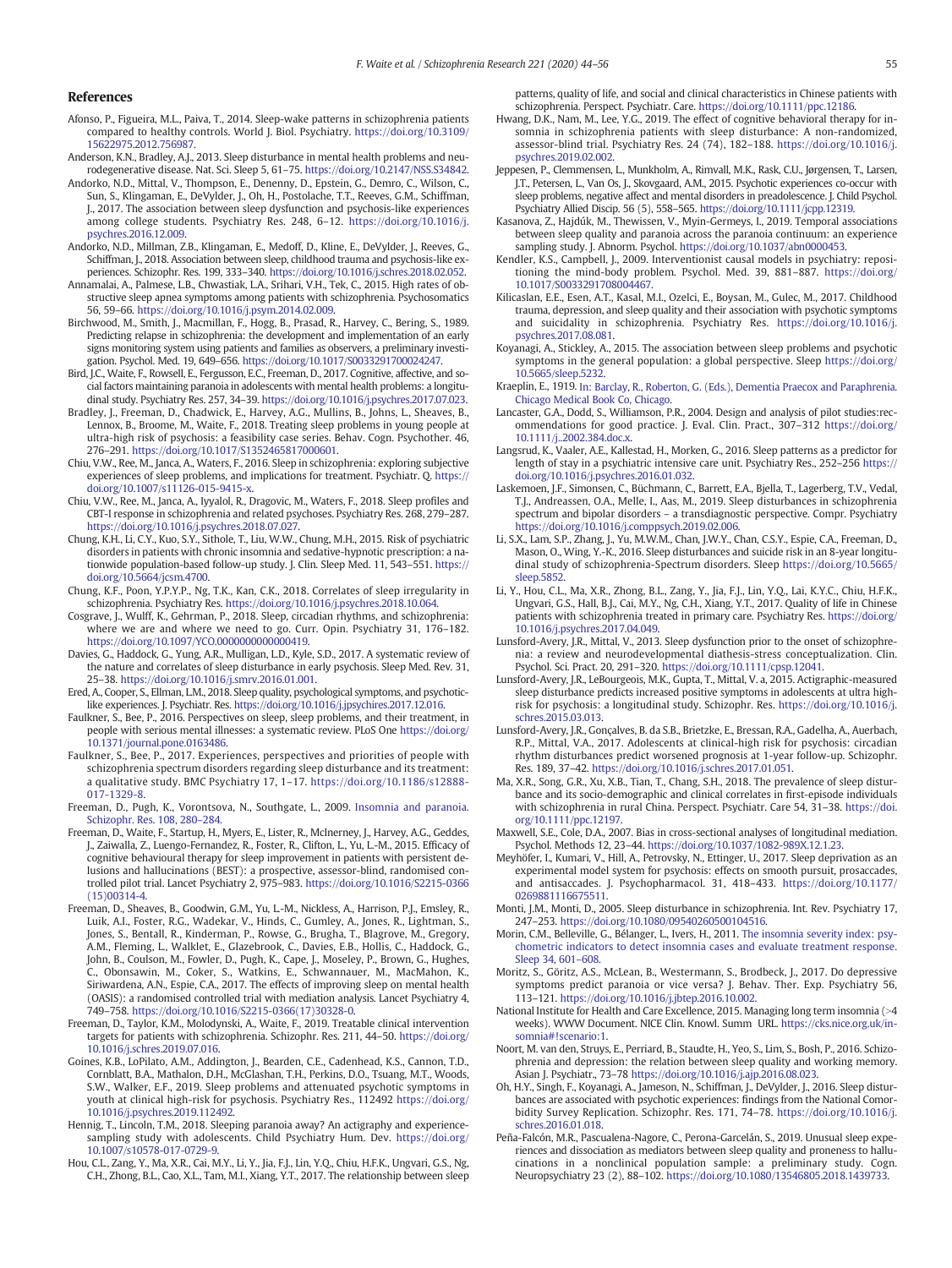## References

Afonso, P., Figueira, M.L., Paiva, T., 2014. Sleep-wake patterns in schizophrenia patients compared to healthy controls. World J. Biol. Psychiatry. https://doi.org/10.3109/15622975.2012.756987.

Anderson, K.N., Bradley, A.J., 2013. Sleep disturbance in mental health problems and neurodegenerative disease. Nat. Sci. Sleep 5, 61–75. https://doi.org/10.2147/NSS.S34842.

Andorko, N.D., Mittal, V., Thompson, E., Denenny, D., Epstein, G., Demro, C., Wilson, C., Sun, S., Klingaman, E., DeVylder, J., Oh, H., Postolache, T.T., Reeves, G.M., Schiffman, J., 2017. The association between sleep dysfunction and psychosis-like experiences among college students. Psychiatry Res. 248, 6–12. https://doi.org/10.1016/j.psychres.2016.12.009.

Andorko, N.D., Millman, Z.B., Klingaman, E., Medoff, D., Kline, E., DeVylder, J., Reeves, G., Schiffman, J., 2018. Association between sleep, childhood trauma and psychosis-like experiences. Schizophr. Res. 199, 333–340. https://doi.org/10.1016/j.schres.2018.02.052.

Annamalai, A., Palmese, L.B., Chwastiak, L.A., Srihari, V.H., Tek, C., 2015. High rates of obstructive sleep apnea symptoms among patients with schizophrenia. Psychosomatics 56, 59–66. https://doi.org/10.1016/j.psym.2014.02.009.

Birchwood, M., Smith, J., Macmillan, F., Hogg, B., Prasad, R., Harvey, C., Bering, S., 1989. Predicting relapse in schizophrenia: the development and implementation of an early signs monitoring system using patients and families as observers, a preliminary investigation. Psychol. Med. 19, 649–656. https://doi.org/10.1017/S0033291700024247.

Bird, J.C., Waite, F., Rowsell, E., Fergusson, E.C., Freeman, D., 2017. Cognitive, affective, and social factors maintaining paranoia in adolescents with mental health problems: a longitudinal study. Psychiatry Res. 257, 34–39. https://doi.org/10.1016/j.psychres.2017.07.023.

Bradley, J., Freeman, D., Chadwick, E., Harvey, A.G., Mullins, B., Johns, L., Sheaves, B., Lennox, B., Broome, M., Waite, F., 2018. Treating sleep problems in young people at ultra-high risk of psychosis: a feasibility case series. Behav. Cogn. Psychother. 46, 276–291. https://doi.org/10.1017/S1352465817000601.

Chiu, V.W., Ree, M., Janca, A., Waters, F., 2016. Sleep in schizophrenia: exploring subjective experiences of sleep problems, and implications for treatment. Psychiatr. Q. https://doi.org/10.1007/s11126-015-9415-x.

Chiu, V.W., Ree, M., Janca, A., Iyyalol, R., Dragovic, M., Waters, F., 2018. Sleep profiles and CBT-I response in schizophrenia and related psychoses. Psychiatry Res. 268, 279–287. https://doi.org/10.1016/j.psychres.2018.07.027.

Chung, K.H., Li, C.Y., Kuo, S.Y., Sithole, T., Liu, W.W., Chung, M.H., 2015. Risk of psychiatric disorders in patients with chronic insomnia and sedative-hypnotic prescription: a nationwide population-based follow-up study. J. Clin. Sleep Med. 11, 543–551. https://doi.org/10.5664/jcsm.4700.

Chung, K.F., Poon, Y.P.Y.P., Ng, T.K., Kan, C.K., 2018. Correlates of sleep irregularity in schizophrenia. Psychiatry Res. https://doi.org/10.1016/j.psychres.2018.10.064.

Cosgrave, J., Wulff, K., Gehrman, P., 2018. Sleep, circadian rhythms, and schizophrenia: where we are and where we need to go. Curr. Opin. Psychiatry 31, 176–182. https://doi.org/10.1097/YCO.0000000000000419.

Davies, G., Haddock, G., Yung, A.R., Mulligan, L.D., Kyle, S.D., 2017. A systematic review of the nature and correlates of sleep disturbance in early psychosis. Sleep Med. Rev. 31, 25–38. https://doi.org/10.1016/j.smrv.2016.01.001.

Ered, A., Cooper, S., Ellman, L.M., 2018. Sleep quality, psychological symptoms, and psychotic-like experiences. J. Psychiatr. Res. https://doi.org/10.1016/j.jpsychires.2017.12.016.

Faulkner, S., Bee, P., 2016. Perspectives on sleep, sleep problems, and their treatment, in people with serious mental illnesses: a systematic review. PLoS One https://doi.org/10.1371/journal.pone.0163486.

Faulkner, S., Bee, P., 2017. Experiences, perspectives and priorities of people with schizophrenia spectrum disorders regarding sleep disturbance and its treatment: a qualitative study. BMC Psychiatry 17, 1–17. https://doi.org/10.1186/s12888-017-1329-8.

Freeman, D., Pugh, K., Vorontsova, N., Southgate, L., 2009. Insomnia and paranoia. Schizophr. Res. 108, 280–284.

Freeman, D., Waite, F., Startup, H., Myers, E., Lister, R., McInerney, J., Harvey, A.G., Geddes, J., Zaiwalla, Z., Luengo-Fernandez, R., Foster, R., Clifton, L., Yu, L.-M., 2015. Efficacy of cognitive behavioural therapy for sleep improvement in patients with persistent delusions and hallucinations (BEST): a prospective, assessor-blind, randomised controlled pilot trial. Lancet Psychiatry 2, 975–983. https://doi.org/10.1016/S2215-0366(15)00314-4.

Freeman, D., Sheaves, B., Goodwin, G.M., Yu, L.-M., Nickless, A., Harrison, P.J., Emsley, R., Luik, A.I., Foster, R.G., Wadekar, V., Hinds, C., Gumley, A., Jones, R., Lightman, S., Jones, S., Bentall, R., Kinderman, P., Rowse, G., Brugha, T., Blagrove, M., Gregory, A.M., Fleming, L., Walklet, E., Glazebrook, C., Davies, E.B., Hollis, C., Haddock, G., John, B., Coulson, M., Fowler, D., Pugh, K., Cape, J., Moseley, P., Brown, G., Hughes, C., Obonsawin, M., Coker, S., Watkins, E., Schwannauer, M., MacMahon, K., Siriwardena, A.N., Espie, C.A., 2017. The effects of improving sleep on mental health (OASIS): a randomised controlled trial with mediation analysis. Lancet Psychiatry 4, 749–758. https://doi.org/10.1016/S2215-0366(17)30328-0.

Freeman, D., Taylor, K.M., Molodynski, A., Waite, F., 2019. Treatable clinical intervention targets for patients with schizophrenia. Schizophr. Res. 211, 44–50. https://doi.org/10.1016/j.schres.2019.07.016.

Goines, K.B., LoPilato, A.M., Addington, J., Bearden, C.E., Cadenhead, K.S., Cannon, T.D., Cornblatt, B.A., Mathalon, D.H., McGlashan, T.H., Perkins, D.O., Tsuang, M.T., Woods, S.W., Walker, E.F., 2019. Sleep problems and attenuated psychotic symptoms in youth at clinical high-risk for psychosis. Psychiatry Res., 112492 https://doi.org/10.1016/j.psychres.2019.112492.

Hennig, T., Lincoln, T.M., 2018. Sleeping paranoia away? An actigraphy and experience-sampling study with adolescents. Child Psychiatry Hum. Dev. https://doi.org/10.1007/s10578-017-0729-9.

Hou, C.L., Zang, Y., Ma, X.R., Cai, M.Y., Li, Y., Jia, F.J., Lin, Y.Q., Chiu, H.F.K., Ungvari, G.S., Ng, C.H., Zhong, B.L., Cao, X.L., Tam, M.I., Xiang, Y.T., 2017. The relationship between sleep patterns, quality of life, and social and clinical characteristics in Chinese patients with schizophrenia. Perspect. Psychiatr. Care. https://doi.org/10.1111/ppc.12186.

Hwang, D.K., Nam, M., Lee, Y.G., 2019. The effect of cognitive behavioral therapy for insomnia in schizophrenia patients with sleep disturbance: A non-randomized, assessor-blind trial. Psychiatry Res. 24 (74), 182–188. https://doi.org/10.1016/j.psychres.2019.02.002.

Jeppesen, P., Clemmensen, L., Munkholm, A., Rimvall, M.K., Rask, C.U., Jørgensen, T., Larsen, J.T., Petersen, L., Van Os, J., Skovgaard, A.M., 2015. Psychotic experiences co-occur with sleep problems, negative affect and mental disorders in preadolescence. J. Child Psychol. Psychiatry Allied Discip. 56 (5), 558–565. https://doi.org/10.1111/jcpp.12319.

Kasanova, Z., Hajdúk, M., Thewissen, V., Myin-Germeys, I., 2019. Temporal associations between sleep quality and paranoia across the paranoia continuum: an experience sampling study. J. Abnorm. Psychol. https://doi.org/10.1037/abn0000453.

Kendler, K.S., Campbell, J., 2009. Interventionist causal models in psychiatry: repositioning the mind-body problem. Psychol. Med. 39, 881–887. https://doi.org/10.1017/S0033291708004467.

Kilicaslan, E.E., Esen, A.T., Kasal, M.I., Ozelci, E., Boysan, M., Gulec, M., 2017. Childhood trauma, depression, and sleep quality and their association with psychotic symptoms and suicidality in schizophrenia. Psychiatry Res. https://doi.org/10.1016/j.psychres.2017.08.081.

Koyanagi, A., Stickley, A., 2015. The association between sleep problems and psychotic symptoms in the general population: a global perspective. Sleep https://doi.org/10.5665/sleep.5232.

Kraeplin, E., 1919. In: Barclay, R., Roberton, G. (Eds.), Dementia Praecox and Paraphrenia. Chicago Medical Book Co, Chicago.

Lancaster, G.A., Dodd, S., Williamson, P.R., 2004. Design and analysis of pilot studies:recommendations for good practice. J. Eval. Clin. Pract., 307–312 https://doi.org/10.1111/j..2002.384.doc.x.

Langsrud, K., Vaaler, A.E., Kallestad, H., Morken, G., 2016. Sleep patterns as a predictor for length of stay in a psychiatric intensive care unit. Psychiatry Res., 252–256 https://doi.org/10.1016/j.psychres.2016.01.032.

Laskemoen, J.F., Simonsen, C., Büchmann, C., Barrett, E.A., Bjella, T., Lagerberg, T.V., Vedal, T.J., Andreassen, O.A., Melle, I., Aas, M., 2019. Sleep disturbances in schizophrenia spectrum and bipolar disorders – a transdiagnostic perspective. Compr. Psychiatry https://doi.org/10.1016/j.comppsych.2019.02.006.

Li, S.X., Lam, S.P., Zhang, J., Yu, M.W.M., Chan, J.W.Y., Chan, C.S.Y., Espie, C.A., Freeman, D., Mason, O., Wing, Y.-K., 2016. Sleep disturbances and suicide risk in an 8-year longitudinal study of schizophrenia-Spectrum disorders. Sleep https://doi.org/10.5665/sleep.5852.

Li, Y., Hou, C.L., Ma, X.R., Zhong, B.L., Zang, Y., Jia, F.J., Lin, Y.Q., Lai, K.Y.C., Chiu, H.F.K., Ungvari, G.S., Hall, B.J., Cai, M.Y., Ng, C.H., Xiang, Y.T., 2017. Quality of life in Chinese patients with schizophrenia treated in primary care. Psychiatry Res. https://doi.org/10.1016/j.psychres.2017.04.049.

Lunsford-Avery, J.R., Mittal, V., 2013. Sleep dysfunction prior to the onset of schizophrenia: a review and neurodevelopmental diathesis-stress conceptualization. Clin. Psychol. Sci. Pract. 20, 291–320. https://doi.org/10.1111/cpsp.12041.

Lunsford-Avery, J.R., LeBourgeois, M.K., Gupta, T., Mittal, V. a, 2015. Actigraphic-measured sleep disturbance predicts increased positive symptoms in adolescents at ultra high-risk for psychosis: a longitudinal study. Schizophr. Res. https://doi.org/10.1016/j.schres.2015.03.013.

Lunsford-Avery, J.R., Gonçalves, B. da S.B., Brietzke, E., Bressan, R.A., Gadelha, A., Auerbach, R.P., Mittal, V.A., 2017. Adolescents at clinical-high risk for psychosis: circadian rhythm disturbances predict worsened prognosis at 1-year follow-up. Schizophr. Res. 189, 37–42. https://doi.org/10.1016/j.schres.2017.01.051.

Ma, X.R., Song, G.R., Xu, X.B., Tian, T., Chang, S.H., 2018. The prevalence of sleep disturbance and its socio-demographic and clinical correlates in first-episode individuals with schizophrenia in rural China. Perspect. Psychiatr. Care 54, 31–38. https://doi.org/10.1111/ppc.12197.

Maxwell, S.E., Cole, D.A., 2007. Bias in cross-sectional analyses of longitudinal mediation. Psychol. Methods 12, 23–44. https://doi.org/10.1037/1082-989X.12.1.23.

Meyhöfer, I., Kumari, V., Hill, A., Petrovsky, N., Ettinger, U., 2017. Sleep deprivation as an experimental model system for psychosis: effects on smooth pursuit, prosaccades, and antisaccades. J. Psychopharmacol. 31, 418–433. https://doi.org/10.1177/0269881116675511.

Monti, J.M., Monti, D., 2005. Sleep disturbance in schizophrenia. Int. Rev. Psychiatry 17, 247–253. https://doi.org/10.1080/09540260500104516.

Morin, C.M., Belleville, G., Bélanger, L., Ivers, H., 2011. The insomnia severity index: psychometric indicators to detect insomnia cases and evaluate treatment response. Sleep 34, 601–608.

Moritz, S., Göritz, A.S., McLean, B., Westermann, S., Brodbeck, J., 2017. Do depressive symptoms predict paranoia or vice versa? J. Behav. Ther. Exp. Psychiatry 56, 113–121. https://doi.org/10.1016/j.jbtep.2016.10.002.

National Institute for Health and Care Excellence, 2015. Managing long term insomnia (>4 weeks). WWW Document. NICE Clin. Knowl. Summ URL. https://cks.nice.org.uk/insomnia#!scenario:1.

Noort, M. van den, Struys, E., Perriard, B., Staudte, H., Yeo, S., Lim, S., Bosh, P., 2016. Schizophrenia and depression: the relation between sleep quality and working memory. Asian J. Psychiatr., 73–78 https://doi.org/10.1016/j.ajp.2016.08.023.

Oh, H.Y., Singh, F., Koyanagi, A., Jameson, N., Schiffman, J., DeVylder, J., 2016. Sleep disturbances are associated with psychotic experiences: findings from the National Comorbidity Survey Replication. Schizophr. Res. 171, 74–78. https://doi.org/10.1016/j.schres.2016.01.018.

Peña-Falcón, M.R., Pascualena-Nagore, C., Perona-Garcelán, S., 2019. Unusual sleep experiences and dissociation as mediators between sleep quality and proneness to hallucinations in a nonclinical population sample: a preliminary study. Cogn. Neuropsychiatry 23 (2), 88–102. https://doi.org/10.1080/13546805.2018.1439733.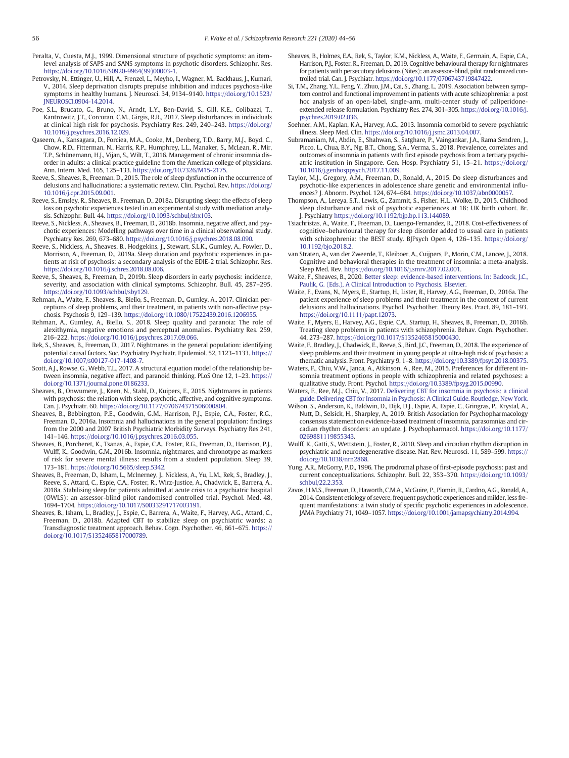Peralta, V., Cuesta, M.J., 1999. Dimensional structure of psychotic symptoms: an item-level analysis of SAPS and SANS symptoms in psychotic disorders. Schizophr. Res. https://doi.org/10.1016/S0920-9964(99)00003-1.

Petrovsky, N., Ettinger, U., Hill, A., Frenzel, L., Meyho, I., Wagner, M., Backhaus, J., Kumari, V., 2014. Sleep deprivation disrupts prepulse inhibition and induces psychosis-like symptoms in healthy humans. J. Neurosci. 34, 9134–9140. https://doi.org/10.1523/JNEUROSCI.0904-14.2014.

Poe, S.L., Brucato, G., Bruno, N., Arndt, L.Y., Ben-David, S., Gill, K.E., Colibazzi, T., Kantrowitz, J.T., Corcoran, C.M., Girgis, R.R., 2017. Sleep disturbances in individuals at clinical high risk for psychosis. Psychiatry Res. 249, 240–243. https://doi.org/10.1016/j.psychres.2016.12.029.

Qaseem, A., Kansagara, D., Forciea, M.A., Cooke, M., Denberg, T.D., Barry, M.J., Boyd, C., Chow, R.D., Fitterman, N., Harris, R.P., Humphrey, L.L., Manaker, S., McLean, R., Mir, T.P., Schünemann, H.J., Vijan, S., Wilt, T., 2016. Management of chronic insomnia disorder in adults: a clinical practice guideline from the American college of physicians. Ann. Intern. Med. 165, 125–133. https://doi.org/10.7326/M15-2175.

Reeve, S., Sheaves, B., Freeman, D., 2015. The role of sleep dysfunction in the occurrence of delusions and hallucinations: a systematic review. Clin. Psychol. Rev. https://doi.org/10.1016/j.cpr.2015.09.001.

Reeve, S., Emsley, R., Sheaves, B., Freeman, D., 2018a. Disrupting sleep: the effects of sleep loss on psychotic experiences tested in an experimental study with mediation analysis. Schizophr. Bull. 44. https://doi.org/10.1093/schbul/sbx103.

Reeve, S., Nickless, A., Sheaves, B., Freeman, D., 2018b. Insomnia, negative affect, and psychotic experiences: Modelling pathways over time in a clinical observational study. Psychiatry Res. 269, 673–680. https://doi.org/10.1016/j.psychres.2018.08.090.

Reeve, S., Nickless, A., Sheaves, B., Hodgekins, J., Stewart, S.L.K., Gumley, A., Fowler, D., Morrison, A., Freeman, D., 2019a. Sleep duration and psychotic experiences in patients at risk of psychosis: a secondary analysis of the EDIE-2 trial. Schizophr. Res. https://doi.org/10.1016/j.schres.2018.08.006.

Reeve, S., Sheaves, B., Freeman, D., 2019b. Sleep disorders in early psychosis: incidence, severity, and association with clinical symptoms. Schizophr. Bull. 45, 287–295. https://doi.org/10.1093/schbul/sby129.

Rehman, A., Waite, F., Sheaves, B., Biello, S., Freeman, D., Gumley, A., 2017. Clinician perceptions of sleep problems, and their treatment, in patients with non-affective psychosis. Psychosis 9, 129–139. https://doi.org/10.1080/17522439.2016.1206955.

Rehman, A., Gumley, A., Biello, S., 2018. Sleep quality and paranoia: The role of alexithymia, negative emotions and perceptual anomalies. Psychiatry Res. 259, 216–222. https://doi.org/10.1016/j.psychres.2017.09.066.

Rek, S., Sheaves, B., Freeman, D., 2017. Nightmares in the general population: identifying potential causal factors. Soc. Psychiatry Psychiatr. Epidemiol. 52, 1123–1133. https://doi.org/10.1007/s00127-017-1408-7.

Scott, A.J., Rowse, G., Webb, T.L., 2017. A structural equation model of the relationship between insomnia, negative affect, and paranoid thinking. PLoS One 12, 1–23. https://doi.org/10.1371/journal.pone.0186233.

Sheaves, B., Onwumere, J., Keen, N., Stahl, D., Kuipers, E., 2015. Nightmares in patients with psychosis: the relation with sleep, psychotic, affective, and cognitive symptoms. Can. J. Psychiatr. 60. https://doi.org/10.1177/070674371506000804.

Sheaves, B., Bebbington, P.E., Goodwin, G.M., Harrison, P.J., Espie, C.A., Foster, R.G., Freeman, D., 2016a. Insomnia and hallucinations in the general population: findings from the 2000 and 2007 British Psychiatric Morbidity Surveys. Psychiatry Res 241, 141–146. https://doi.org/10.1016/j.psychres.2016.03.055.

Sheaves, B., Porcheret, K., Tsanas, A., Espie, C.A., Foster, R.G., Freeman, D., Harrison, P.J., Wulff, K., Goodwin, G.M., 2016b. Insomnia, nightmares, and chronotype as markers of risk for severe mental illness: results from a student population. Sleep 39, 173–181. https://doi.org/10.5665/sleep.5342.

Sheaves, B., Freeman, D., Isham, L., McInerney, J., Nickless, A., Yu, L.M., Rek, S., Bradley, J., Reeve, S., Attard, C., Espie, C.A., Foster, R., Wirz-Justice, A., Chadwick, E., Barrera, A., 2018a. Stabilising sleep for patients admitted at acute crisis to a psychiatric hospital (OWLS): an assessor-blind pilot randomised controlled trial. Psychol. Med. 48, 1694–1704. https://doi.org/10.1017/S0033291717003191.

Sheaves, B., Isham, L., Bradley, J., Espie, C., Barrera, A., Waite, F., Harvey, A.G., Attard, C., Freeman, D., 2018b. Adapted CBT to stabilize sleep on psychiatric wards: a Transdiagnostic treatment approach. Behav. Cogn. Psychother. 46, 661–675. https://doi.org/10.1017/S1352465817000789.

Sheaves, B., Holmes, E.A., Rek, S., Taylor, K.M., Nickless, A., Waite, F., Germain, A., Espie, C.A., Harrison, P.J., Foster, R., Freeman, D., 2019. Cognitive behavioural therapy for nightmares for patients with persecutory delusions (Nites): an assessor-blind, pilot randomized controlled trial. Can. J. Psychiatr. https://doi.org/10.1177/0706743719847422.

Si, T.M., Zhang, Y.L., Feng, Y., Zhuo, J.M., Cai, S., Zhang, L., 2019. Association between symptom control and functional improvement in patients with acute schizophrenia: a post hoc analysis of an open-label, single-arm, multi-center study of paliperidone-extended release formulation. Psychiatry Res. 274, 301–305. https://doi.org/10.1016/j.psychres.2019.02.036.

Soehner, A.M., Kaplan, K.A., Harvey, A.G., 2013. Insomnia comorbid to severe psychiatric illness. Sleep Med. Clin. https://doi.org/10.1016/j.jsmc.2013.04.007.

Subramaniam, M., Abdin, E., Shahwan, S., Satghare, P., Vaingankar, J.A., Rama Sendren, J., Picco, L., Chua, B.Y., Ng, B.T., Chong, S.A., Verma, S., 2018. Prevalence, correlates and outcomes of insomnia in patients with first episode psychosis from a tertiary psychiatric institution in Singapore. Gen. Hosp. Psychiatry 51, 15–21. https://doi.org/10.1016/j.genhosppsych.2017.11.009.

Taylor, M.J., Gregory, A.M., Freeman, D., Ronald, A., 2015. Do sleep disturbances and psychotic-like experiences in adolescence share genetic and environmental influences? J. Abnorm. Psychol. 124, 674–684. https://doi.org/10.1037/abn0000057.

Thompson, A., Lereya, S.T., Lewis, G., Zammit, S., Fisher, H.L., Wolke, D., 2015. Childhood sleep disturbance and risk of psychotic experiences at 18: UK birth cohort. Br. J. Psychiatry https://doi.org/10.1192/bjp.bp.113.144089.

Tsiachristas, A., Waite, F., Freeman, D., Luengo-Fernandez, R., 2018. Cost-effectiveness of cognitive–behavioural therapy for sleep disorder added to usual care in patients with schizophrenia: the BEST study. BJPsych Open 4, 126–135. https://doi.org/10.1192/bjo.2018.2.

van Straten, A., van der Zweerde, T., Kleiboer, A., Cuijpers, P., Morin, C.M., Lancee, J., 2018. Cognitive and behavioral therapies in the treatment of insomnia: a meta-analysis. Sleep Med. Rev. https://doi.org/10.1016/j.smrv.2017.02.001.

Waite, F., Sheaves, B., 2020. Better sleep: evidence-based interventions. In: Badcock, J.C., Paulik, G. (Eds.), A Clinical Introduction to Psychosis. Elsevier.

Waite, F., Evans, N., Myers, E., Startup, H., Lister, R., Harvey, A.G., Freeman, D., 2016a. The patient experience of sleep problems and their treatment in the context of current delusions and hallucinations. Psychol. Psychother. Theory Res. Pract. 89, 181–193. https://doi.org/10.1111/papt.12073.

Waite, F., Myers, E., Harvey, A.G., Espie, C.A., Startup, H., Sheaves, B., Freeman, D., 2016b. Treating sleep problems in patients with schizophrenia. Behav. Cogn. Psychother. 44, 273–287. https://doi.org/10.1017/S1352465815000430.

Waite, F., Bradley, J., Chadwick, E., Reeve, S., Bird, J.C., Freeman, D., 2018. The experience of sleep problems and their treatment in young people at ultra-high risk of psychosis: a thematic analysis. Front. Psychiatry 9, 1–8. https://doi.org/10.3389/fpsyt.2018.00375.

Waters, F., Chiu, V.W., Janca, A., Atkinson, A., Ree, M., 2015. Preferences for different insomnia treatment options in people with schizophrenia and related psychoses: a qualitative study. Front. Psychol. https://doi.org/10.3389/fpsyg.2015.00990.

Waters, F., Ree, M.J., Chiu, V., 2017. Delivering CBT for insomnia in psychosis: a clinical guide. Delivering CBT for Insomnia in Psychosis: A Clinical Guide. Routledge, New York.

Wilson, S., Anderson, K., Baldwin, D., Dijk, D.J., Espie, A., Espie, C., Gringras, P., Krystal, A., Nutt, D., Selsick, H., Sharpley, A., 2019. British Association for Psychopharmacology consensus statement on evidence-based treatment of insomnia, parasomnias and circadian rhythm disorders: an update. J. Psychopharmacol. https://doi.org/10.1177/0269881119855343.

Wulff, K., Gatti, S., Wettstein, J., Foster, R., 2010. Sleep and circadian rhythm disruption in psychiatric and neurodegenerative disease. Nat. Rev. Neurosci. 11, 589–599. https://doi.org/10.1038/nrn2868.

Yung, A.R., McGorry, P.D., 1996. The prodromal phase of first-episode psychosis: past and current conceptualizations. Schizophr. Bull. 22, 353–370. https://doi.org/10.1093/schbul/22.2.353.

Zavos, H.M.S., Freeman, D., Haworth, C.M.A., McGuire, P., Plomin, R., Cardno, A.G., Ronald, A., 2014. Consistent etiology of severe, frequent psychotic experiences and milder, less frequent manifestations: a twin study of specific psychotic experiences in adolescence. JAMA Psychiatry 71, 1049–1057. https://doi.org/10.1001/jamapsychiatry.2014.994.